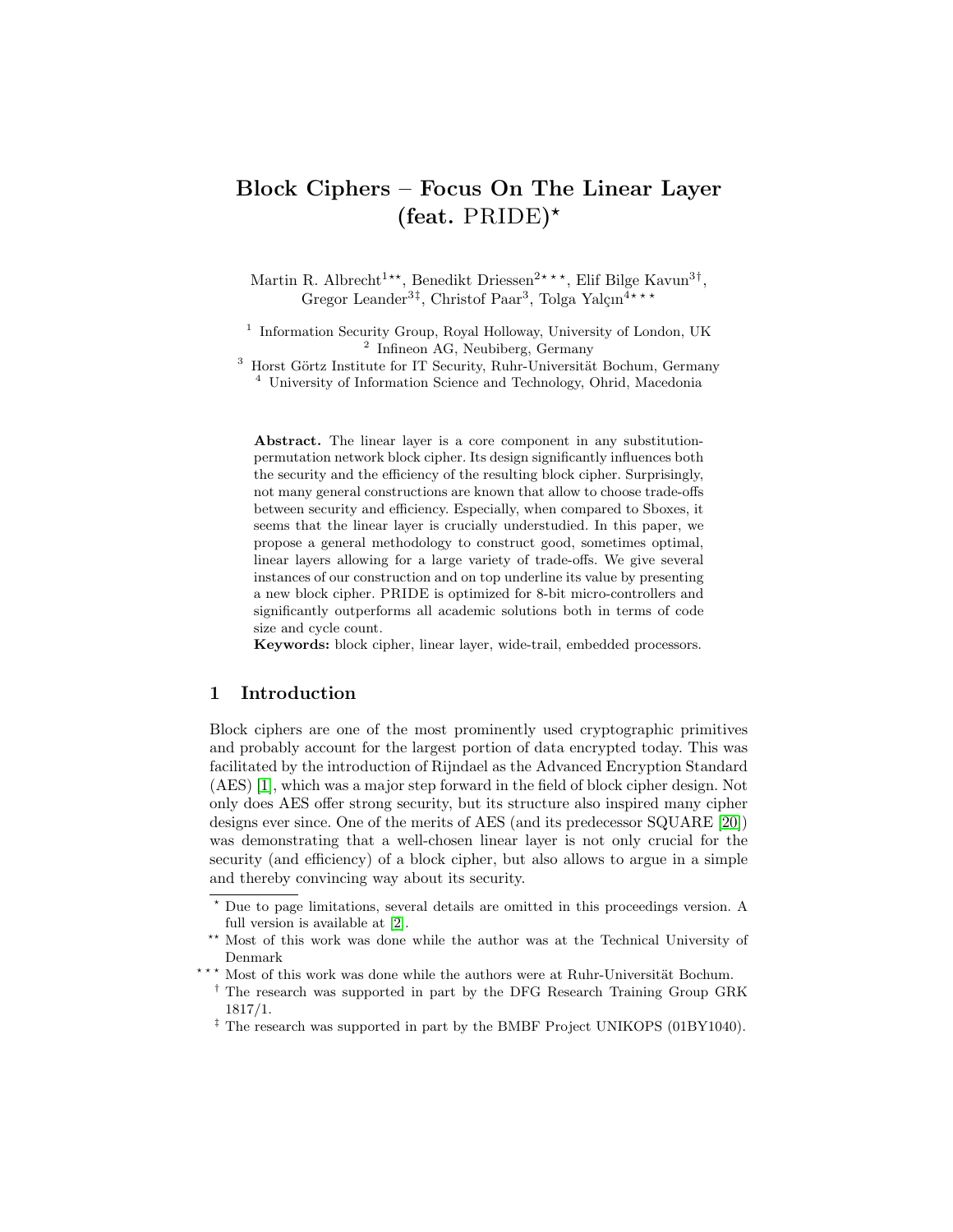# Block Ciphers – Focus On The Linear Layer (feat. PRIDE)[⋆]

Martin R. Albrecht[1⋆⋆], Benedikt Driessen[2⋆⋆⋆], Elif Bilge Kavun[3†], Gregor Leander[3‡], Christof Paar[3], Tolga Yalçın[4⋆⋆⋆]

[1] Information Security Group, Royal Holloway, University of London, UK
[2] Infineon AG, Neubiberg, Germany
[3] Horst Görtz Institute for IT Security, Ruhr-Universität Bochum, Germany
[4] University of Information Science and Technology, Ohrid, Macedonia

**Abstract.** The linear layer is a core component in any substitution-permutation network block cipher. Its design significantly influences both the security and the efficiency of the resulting block cipher. Surprisingly, not many general constructions are known that allow to choose trade-offs between security and efficiency. Especially, when compared to Sboxes, it seems that the linear layer is crucially understudied. In this paper, we propose a general methodology to construct good, sometimes optimal, linear layers allowing for a large variety of trade-offs. We give several instances of our construction and on top underline its value by presenting a new block cipher. PRIDE is optimized for 8-bit micro-controllers and significantly outperforms all academic solutions both in terms of code size and cycle count.

**Keywords:** block cipher, linear layer, wide-trail, embedded processors.

## 1 Introduction

Block ciphers are one of the most prominently used cryptographic primitives and probably account for the largest portion of data encrypted today. This was facilitated by the introduction of Rijndael as the Advanced Encryption Standard (AES) [1], which was a major step forward in the field of block cipher design. Not only does AES offer strong security, but its structure also inspired many cipher designs ever since. One of the merits of AES (and its predecessor SQUARE [20]) was demonstrating that a well-chosen linear layer is not only crucial for the security (and efficiency) of a block cipher, but also allows to argue in a simple and thereby convincing way about its security.

---

⋆ Due to page limitations, several details are omitted in this proceedings version. A full version is available at [2].

⋆⋆ Most of this work was done while the author was at the Technical University of Denmark

⋆⋆⋆ Most of this work was done while the authors were at Ruhr-Universität Bochum.

† The research was supported in part by the DFG Research Training Group GRK 1817/1.

‡ The research was supported in part by the BMBF Project UNIKOPS (01BY1040).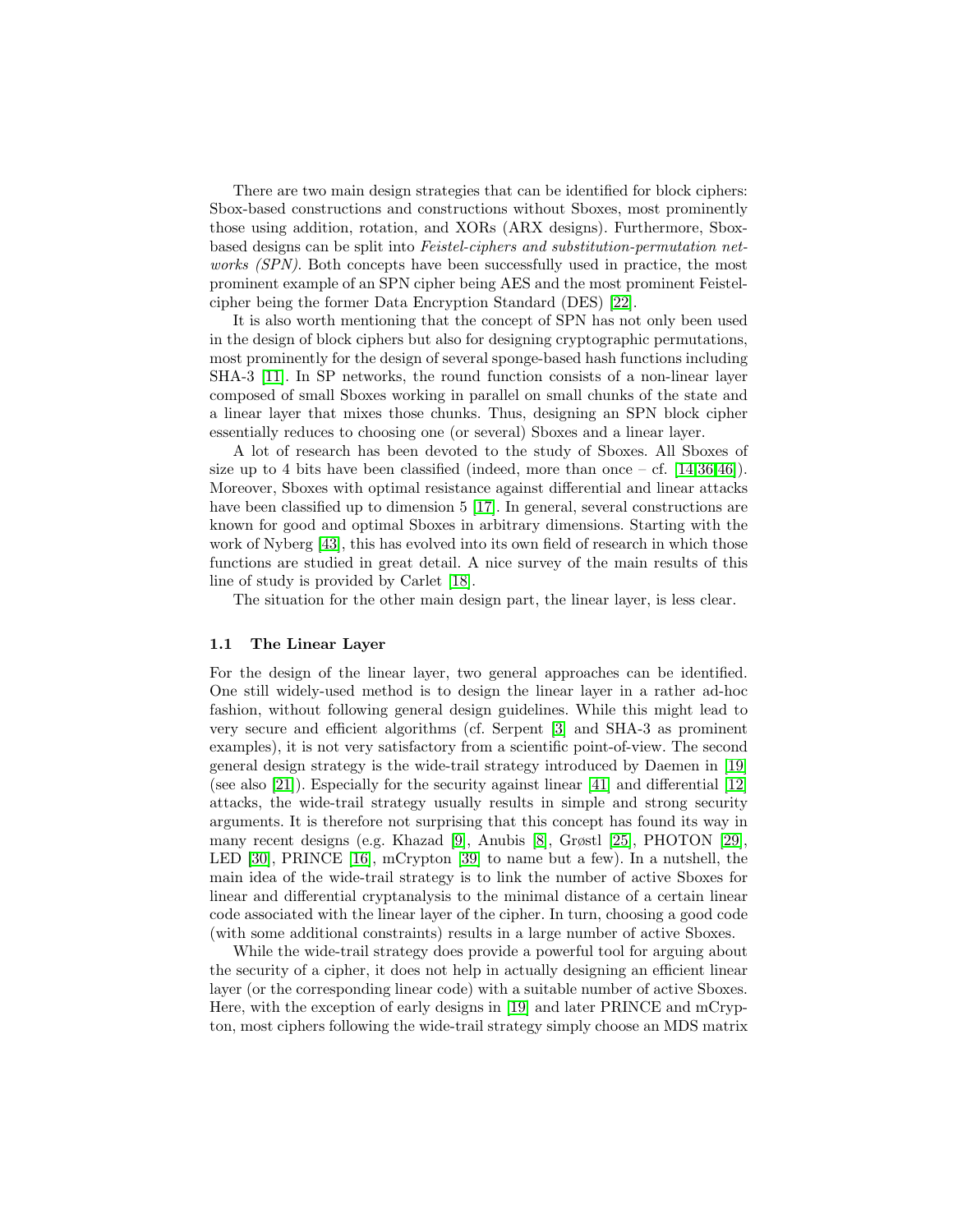There are two main design strategies that can be identified for block ciphers: Sbox-based constructions and constructions without Sboxes, most prominently those using addition, rotation, and XORs (ARX designs). Furthermore, Sbox-based designs can be split into *Feistel-ciphers and substitution-permutation networks (SPN)*. Both concepts have been successfully used in practice, the most prominent example of an SPN cipher being AES and the most prominent Feistel-cipher being the former Data Encryption Standard (DES) [22].

It is also worth mentioning that the concept of SPN has not only been used in the design of block ciphers but also for designing cryptographic permutations, most prominently for the design of several sponge-based hash functions including SHA-3 [11]. In SP networks, the round function consists of a non-linear layer composed of small Sboxes working in parallel on small chunks of the state and a linear layer that mixes those chunks. Thus, designing an SPN block cipher essentially reduces to choosing one (or several) Sboxes and a linear layer.

A lot of research has been devoted to the study of Sboxes. All Sboxes of size up to 4 bits have been classified (indeed, more than once – cf. [14,36,46]). Moreover, Sboxes with optimal resistance against differential and linear attacks have been classified up to dimension 5 [17]. In general, several constructions are known for good and optimal Sboxes in arbitrary dimensions. Starting with the work of Nyberg [43], this has evolved into its own field of research in which those functions are studied in great detail. A nice survey of the main results of this line of study is provided by Carlet [18].

The situation for the other main design part, the linear layer, is less clear.

### 1.1 The Linear Layer

For the design of the linear layer, two general approaches can be identified. One still widely-used method is to design the linear layer in a rather ad-hoc fashion, without following general design guidelines. While this might lead to very secure and efficient algorithms (cf. Serpent [3] and SHA-3 as prominent examples), it is not very satisfactory from a scientific point-of-view. The second general design strategy is the wide-trail strategy introduced by Daemen in [19] (see also [21]). Especially for the security against linear [41] and differential [12] attacks, the wide-trail strategy usually results in simple and strong security arguments. It is therefore not surprising that this concept has found its way in many recent designs (e.g. Khazad [9], Anubis [8], Grøstl [25], PHOTON [29], LED [30], PRINCE [16], mCrypton [39] to name but a few). In a nutshell, the main idea of the wide-trail strategy is to link the number of active Sboxes for linear and differential cryptanalysis to the minimal distance of a certain linear code associated with the linear layer of the cipher. In turn, choosing a good code (with some additional constraints) results in a large number of active Sboxes.

While the wide-trail strategy does provide a powerful tool for arguing about the security of a cipher, it does not help in actually designing an efficient linear layer (or the corresponding linear code) with a suitable number of active Sboxes. Here, with the exception of early designs in [19] and later PRINCE and mCrypton, most ciphers following the wide-trail strategy simply choose an MDS matrix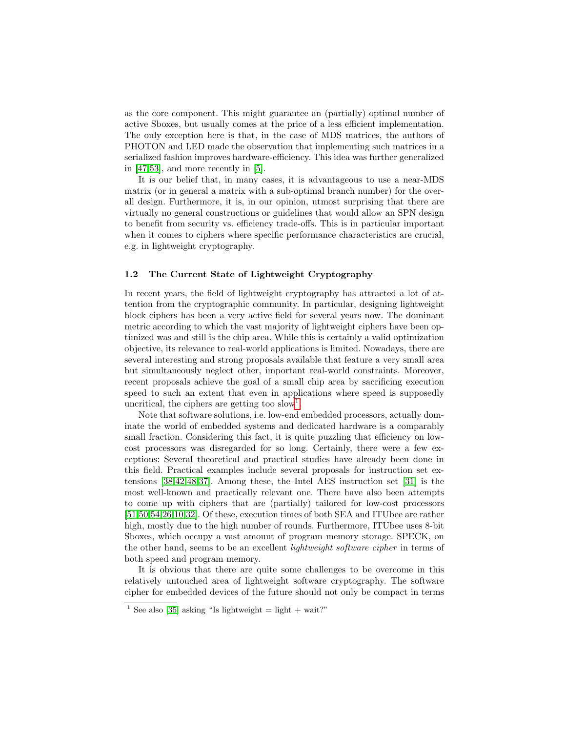as the core component. This might guarantee an (partially) optimal number of active Sboxes, but usually comes at the price of a less efficient implementation. The only exception here is that, in the case of MDS matrices, the authors of PHOTON and LED made the observation that implementing such matrices in a serialized fashion improves hardware-efficiency. This idea was further generalized in [47,53], and more recently in [5].

It is our belief that, in many cases, it is advantageous to use a near-MDS matrix (or in general a matrix with a sub-optimal branch number) for the overall design. Furthermore, it is, in our opinion, utmost surprising that there are virtually no general constructions or guidelines that would allow an SPN design to benefit from security vs. efficiency trade-offs. This is in particular important when it comes to ciphers where specific performance characteristics are crucial, e.g. in lightweight cryptography.

### 1.2 The Current State of Lightweight Cryptography

In recent years, the field of lightweight cryptography has attracted a lot of attention from the cryptographic community. In particular, designing lightweight block ciphers has been a very active field for several years now. The dominant metric according to which the vast majority of lightweight ciphers have been optimized was and still is the chip area. While this is certainly a valid optimization objective, its relevance to real-world applications is limited. Nowadays, there are several interesting and strong proposals available that feature a very small area but simultaneously neglect other, important real-world constraints. Moreover, recent proposals achieve the goal of a small chip area by sacrificing execution speed to such an extent that even in applications where speed is supposedly uncritical, the ciphers are getting too slow[1].

Note that software solutions, i.e. low-end embedded processors, actually dominate the world of embedded systems and dedicated hardware is a comparably small fraction. Considering this fact, it is quite puzzling that efficiency on low-cost processors was disregarded for so long. Certainly, there were a few exceptions: Several theoretical and practical studies have already been done in this field. Practical examples include several proposals for instruction set extensions [38,42,48,37]. Among these, the Intel AES instruction set [31] is the most well-known and practically relevant one. There have also been attempts to come up with ciphers that are (partially) tailored for low-cost processors [51,50,54,26,10,32]. Of these, execution times of both SEA and ITUbee are rather high, mostly due to the high number of rounds. Furthermore, ITUbee uses 8-bit Sboxes, which occupy a vast amount of program memory storage. SPECK, on the other hand, seems to be an excellent *lightweight software cipher* in terms of both speed and program memory.

It is obvious that there are quite some challenges to be overcome in this relatively untouched area of lightweight software cryptography. The software cipher for embedded devices of the future should not only be compact in terms

[1] See also [35] asking "Is lightweight = light + wait?"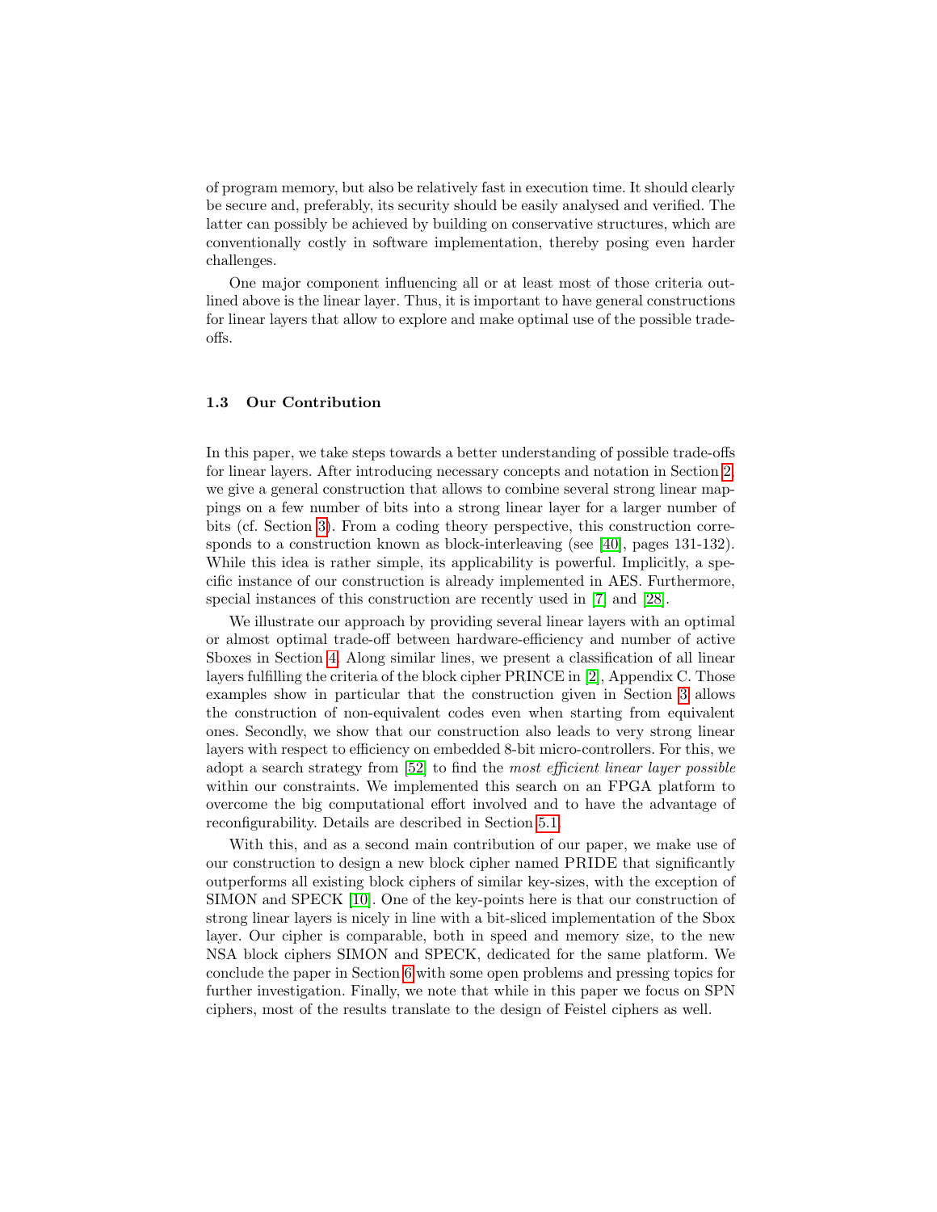of program memory, but also be relatively fast in execution time. It should clearly be secure and, preferably, its security should be easily analysed and verified. The latter can possibly be achieved by building on conservative structures, which are conventionally costly in software implementation, thereby posing even harder challenges.

One major component influencing all or at least most of those criteria outlined above is the linear layer. Thus, it is important to have general constructions for linear layers that allow to explore and make optimal use of the possible trade-offs.

### 1.3 Our Contribution

In this paper, we take steps towards a better understanding of possible trade-offs for linear layers. After introducing necessary concepts and notation in Section 2, we give a general construction that allows to combine several strong linear mappings on a few number of bits into a strong linear layer for a larger number of bits (cf. Section 3). From a coding theory perspective, this construction corresponds to a construction known as block-interleaving (see [40], pages 131-132). While this idea is rather simple, its applicability is powerful. Implicitly, a specific instance of our construction is already implemented in AES. Furthermore, special instances of this construction are recently used in [7] and [28].

We illustrate our approach by providing several linear layers with an optimal or almost optimal trade-off between hardware-efficiency and number of active Sboxes in Section 4. Along similar lines, we present a classification of all linear layers fulfilling the criteria of the block cipher PRINCE in [2], Appendix C. Those examples show in particular that the construction given in Section 3 allows the construction of non-equivalent codes even when starting from equivalent ones. Secondly, we show that our construction also leads to very strong linear layers with respect to efficiency on embedded 8-bit micro-controllers. For this, we adopt a search strategy from [52] to find the *most efficient linear layer possible* within our constraints. We implemented this search on an FPGA platform to overcome the big computational effort involved and to have the advantage of reconfigurability. Details are described in Section 5.1.

With this, and as a second main contribution of our paper, we make use of our construction to design a new block cipher named PRIDE that significantly outperforms all existing block ciphers of similar key-sizes, with the exception of SIMON and SPECK [10]. One of the key-points here is that our construction of strong linear layers is nicely in line with a bit-sliced implementation of the Sbox layer. Our cipher is comparable, both in speed and memory size, to the new NSA block ciphers SIMON and SPECK, dedicated for the same platform. We conclude the paper in Section 6 with some open problems and pressing topics for further investigation. Finally, we note that while in this paper we focus on SPN ciphers, most of the results translate to the design of Feistel ciphers as well.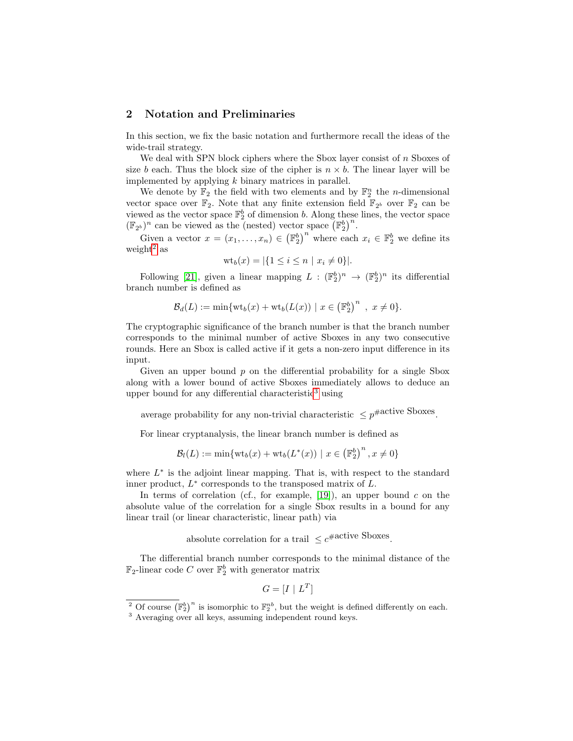## 2 Notation and Preliminaries

In this section, we fix the basic notation and furthermore recall the ideas of the wide-trail strategy.

We deal with SPN block ciphers where the Sbox layer consist of $n$ Sboxes of size $b$ each. Thus the block size of the cipher is $n \times b$. The linear layer will be implemented by applying $k$ binary matrices in parallel.

We denote by $\mathbb{F}_2$ the field with two elements and by $\mathbb{F}_2^n$ the $n$-dimensional vector space over $\mathbb{F}_2$. Note that any finite extension field $\mathbb{F}_{2^b}$ over $\mathbb{F}_2$ can be viewed as the vector space $\mathbb{F}_2^b$ of dimension $b$. Along these lines, the vector space $(\mathbb{F}_{2^b})^n$ can be viewed as the (nested) vector space $\left(\mathbb{F}_2^b\right)^n$.

Given a vector $x = (x_1, \ldots, x_n) \in \left(\mathbb{F}_2^b\right)^n$ where each $x_i \in \mathbb{F}_2^b$ we define its weight[2] as

$$\mathrm{wt}_b(x) = |\{1 \leq i \leq n \mid x_i \neq 0\}|.$$

Following [21], given a linear mapping $L : (\mathbb{F}_2^b)^n \to (\mathbb{F}_2^b)^n$ its differential branch number is defined as

$$\mathcal{B}_d(L) := \min\{\mathrm{wt}_b(x) + \mathrm{wt}_b(L(x)) \mid x \in \left(\mathbb{F}_2^b\right)^n \ , \ x \neq 0\}.$$

The cryptographic significance of the branch number is that the branch number corresponds to the minimal number of active Sboxes in any two consecutive rounds. Here an Sbox is called active if it gets a non-zero input difference in its input.

Given an upper bound $p$ on the differential probability for a single Sbox along with a lower bound of active Sboxes immediately allows to deduce an upper bound for any differential characteristic[3] using

$$\text{average probability for any non-trivial characteristic } \leq p^{\#\text{active Sboxes}}.$$

For linear cryptanalysis, the linear branch number is defined as

$$\mathcal{B}_l(L) := \min\{\mathrm{wt}_b(x) + \mathrm{wt}_b(L^*(x)) \mid x \in \left(\mathbb{F}_2^b\right)^n, x \neq 0\}$$

where $L^*$ is the adjoint linear mapping. That is, with respect to the standard inner product, $L^*$ corresponds to the transposed matrix of $L$.

In terms of correlation (cf., for example, [19]), an upper bound $c$ on the absolute value of the correlation for a single Sbox results in a bound for any linear trail (or linear characteristic, linear path) via

$$\text{absolute correlation for a trail } \leq c^{\#\text{active Sboxes}}.$$

The differential branch number corresponds to the minimal distance of the $\mathbb{F}_2$-linear code $C$ over $\mathbb{F}_2^b$ with generator matrix

$$G = [I \mid L^T]$$

[2] Of course $\left(\mathbb{F}_2^b\right)^n$ is isomorphic to $\mathbb{F}_2^{nb}$, but the weight is defined differently on each.

[3] Averaging over all keys, assuming independent round keys.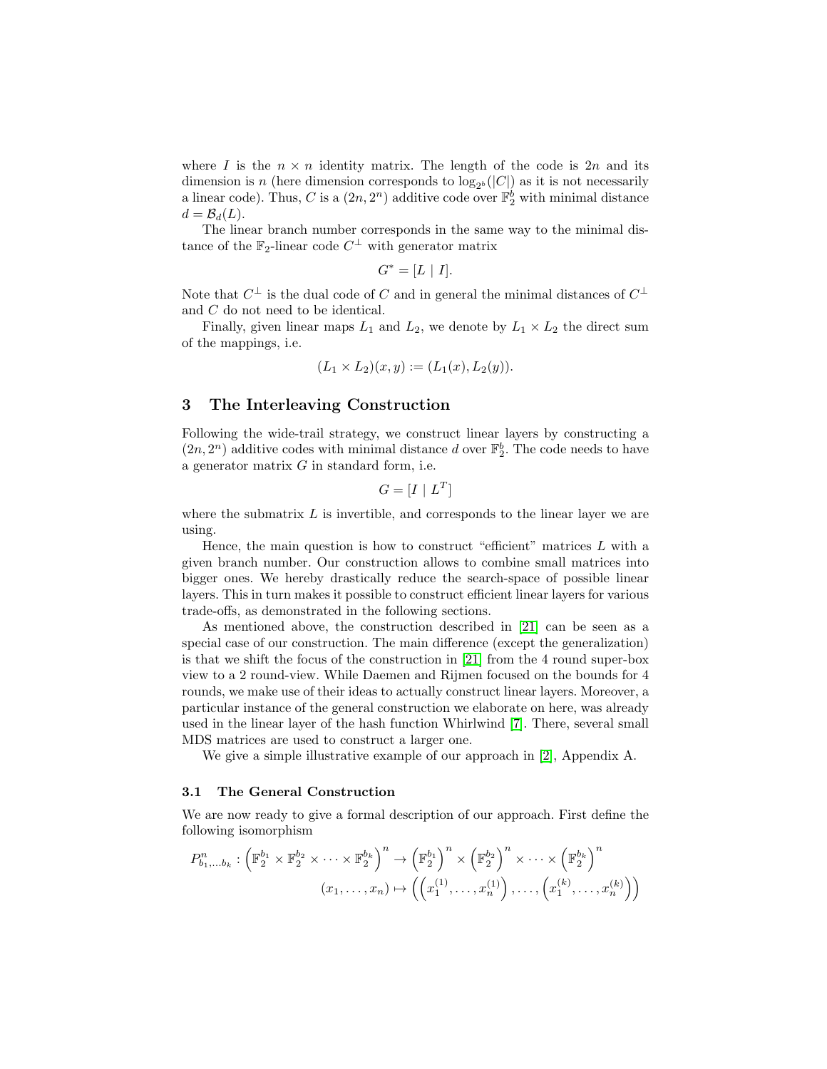where $I$ is the $n \times n$ identity matrix. The length of the code is $2n$ and its dimension is $n$ (here dimension corresponds to $\log_{2^b}(|C|)$ as it is not necessarily a linear code). Thus, $C$ is a $(2n, 2^n)$ additive code over $\mathbb{F}_2^b$ with minimal distance $d = \mathcal{B}_d(L)$.

The linear branch number corresponds in the same way to the minimal distance of the $\mathbb{F}_2$-linear code $C^\perp$ with generator matrix

$$G^* = [L \mid I].$$

Note that $C^\perp$ is the dual code of $C$ and in general the minimal distances of $C^\perp$ and $C$ do not need to be identical.

Finally, given linear maps $L_1$ and $L_2$, we denote by $L_1 \times L_2$ the direct sum of the mappings, i.e.

$$(L_1 \times L_2)(x, y) := (L_1(x), L_2(y)).$$

## 3 The Interleaving Construction

Following the wide-trail strategy, we construct linear layers by constructing a $(2n, 2^n)$ additive codes with minimal distance $d$ over $\mathbb{F}_2^b$. The code needs to have a generator matrix $G$ in standard form, i.e.

$$G = [I \mid L^T]$$

where the submatrix $L$ is invertible, and corresponds to the linear layer we are using.

Hence, the main question is how to construct "efficient" matrices $L$ with a given branch number. Our construction allows to combine small matrices into bigger ones. We hereby drastically reduce the search-space of possible linear layers. This in turn makes it possible to construct efficient linear layers for various trade-offs, as demonstrated in the following sections.

As mentioned above, the construction described in [21] can be seen as a special case of our construction. The main difference (except the generalization) is that we shift the focus of the construction in [21] from the 4 round super-box view to a 2 round-view. While Daemen and Rijmen focused on the bounds for 4 rounds, we make use of their ideas to actually construct linear layers. Moreover, a particular instance of the general construction we elaborate on here, was already used in the linear layer of the hash function Whirlwind [7]. There, several small MDS matrices are used to construct a larger one.

We give a simple illustrative example of our approach in [2], Appendix A.

### 3.1 The General Construction

We are now ready to give a formal description of our approach. First define the following isomorphism

$$P^n_{b_1,\ldots b_k} : \left(\mathbb{F}_2^{b_1} \times \mathbb{F}_2^{b_2} \times \cdots \times \mathbb{F}_2^{b_k}\right)^n \to \left(\mathbb{F}_2^{b_1}\right)^n \times \left(\mathbb{F}_2^{b_2}\right)^n \times \cdots \times \left(\mathbb{F}_2^{b_k}\right)^n$$
$$(x_1, \ldots, x_n) \mapsto \left(\left(x_1^{(1)}, \ldots, x_n^{(1)}\right), \ldots, \left(x_1^{(k)}, \ldots, x_n^{(k)}\right)\right)$$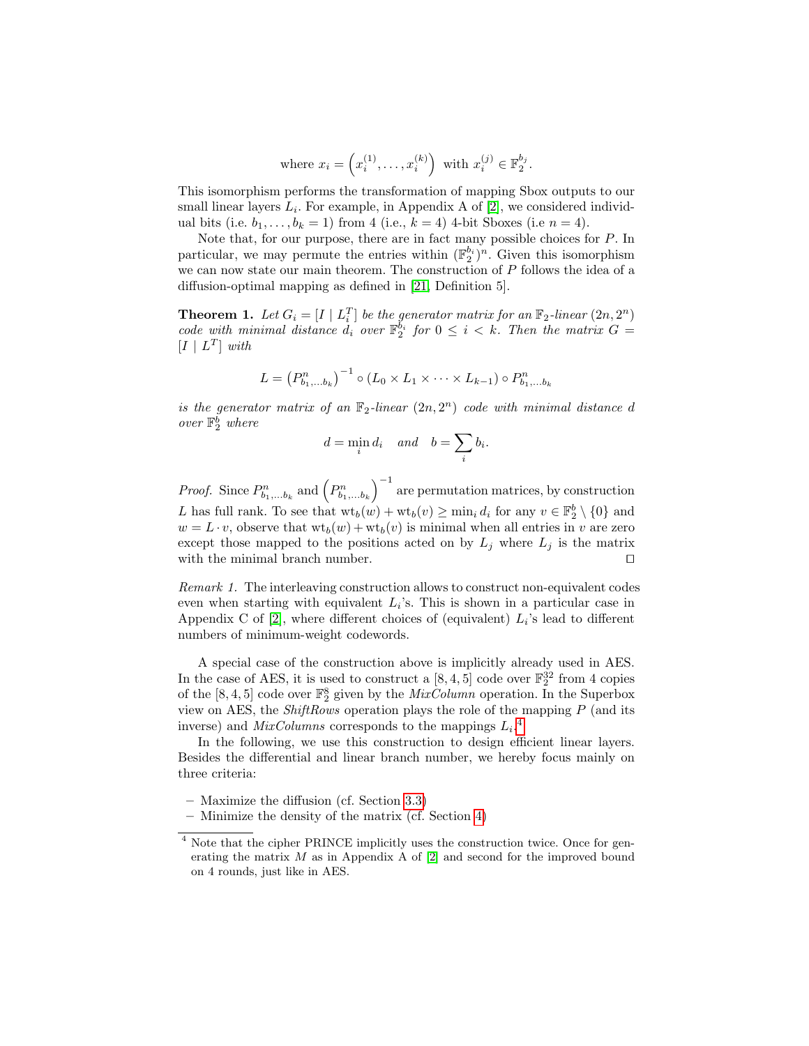$$\text{where } x_i = \left(x_i^{(1)}, \ldots, x_i^{(k)}\right) \text{ with } x_i^{(j)} \in \mathbb{F}_2^{b_j}.$$

This isomorphism performs the transformation of mapping Sbox outputs to our small linear layers $L_i$. For example, in Appendix A of [2], we considered individual bits (i.e. $b_1, \ldots, b_k = 1$) from 4 (i.e., $k = 4$) 4-bit Sboxes (i.e $n = 4$).

Note that, for our purpose, there are in fact many possible choices for $P$. In particular, we may permute the entries within $(\mathbb{F}_2^{b_i})^n$. Given this isomorphism we can now state our main theorem. The construction of $P$ follows the idea of a diffusion-optimal mapping as defined in [21, Definition 5].

**Theorem 1.** *Let $G_i = [I \mid L_i^T]$ be the generator matrix for an $\mathbb{F}_2$-linear $(2n, 2^n)$ code with minimal distance $d_i$ over $\mathbb{F}_2^{b_i}$ for $0 \leq i < k$. Then the matrix $G = [I \mid L^T]$ with*

$$L = \left(P^n_{b_1,\ldots b_k}\right)^{-1} \circ (L_0 \times L_1 \times \cdots \times L_{k-1}) \circ P^n_{b_1,\ldots b_k}$$

*is the generator matrix of an $\mathbb{F}_2$-linear $(2n, 2^n)$ code with minimal distance $d$ over $\mathbb{F}_2^b$ where*

$$d = \min_i d_i \quad \text{and} \quad b = \sum_i b_i.$$

*Proof.* Since $P^n_{b_1,\ldots b_k}$ and $\left(P^n_{b_1,\ldots b_k}\right)^{-1}$ are permutation matrices, by construction $L$ has full rank. To see that $\mathrm{wt}_b(w) + \mathrm{wt}_b(v) \geq \min_i d_i$ for any $v \in \mathbb{F}_2^b \setminus \{0\}$ and $w = L \cdot v$, observe that $\mathrm{wt}_b(w) + \mathrm{wt}_b(v)$ is minimal when all entries in $v$ are zero except those mapped to the positions acted on by $L_j$ where $L_j$ is the matrix with the minimal branch number. ◻

*Remark 1.* The interleaving construction allows to construct non-equivalent codes even when starting with equivalent $L_i$'s. This is shown in a particular case in Appendix C of [2], where different choices of (equivalent) $L_i$'s lead to different numbers of minimum-weight codewords.

A special case of the construction above is implicitly already used in AES. In the case of AES, it is used to construct a $[8, 4, 5]$ code over $\mathbb{F}_2^{32}$ from 4 copies of the $[8, 4, 5]$ code over $\mathbb{F}_2^8$ given by the *MixColumn* operation. In the Superbox view on AES, the *ShiftRows* operation plays the role of the mapping $P$ (and its inverse) and *MixColumns* corresponds to the mappings $L_i$.[4]

In the following, we use this construction to design efficient linear layers. Besides the differential and linear branch number, we hereby focus mainly on three criteria:

- Maximize the diffusion (cf. Section 3.3)
- Minimize the density of the matrix (cf. Section 4)

[4] Note that the cipher PRINCE implicitly uses the construction twice. Once for generating the matrix $M$ as in Appendix A of [2] and second for the improved bound on 4 rounds, just like in AES.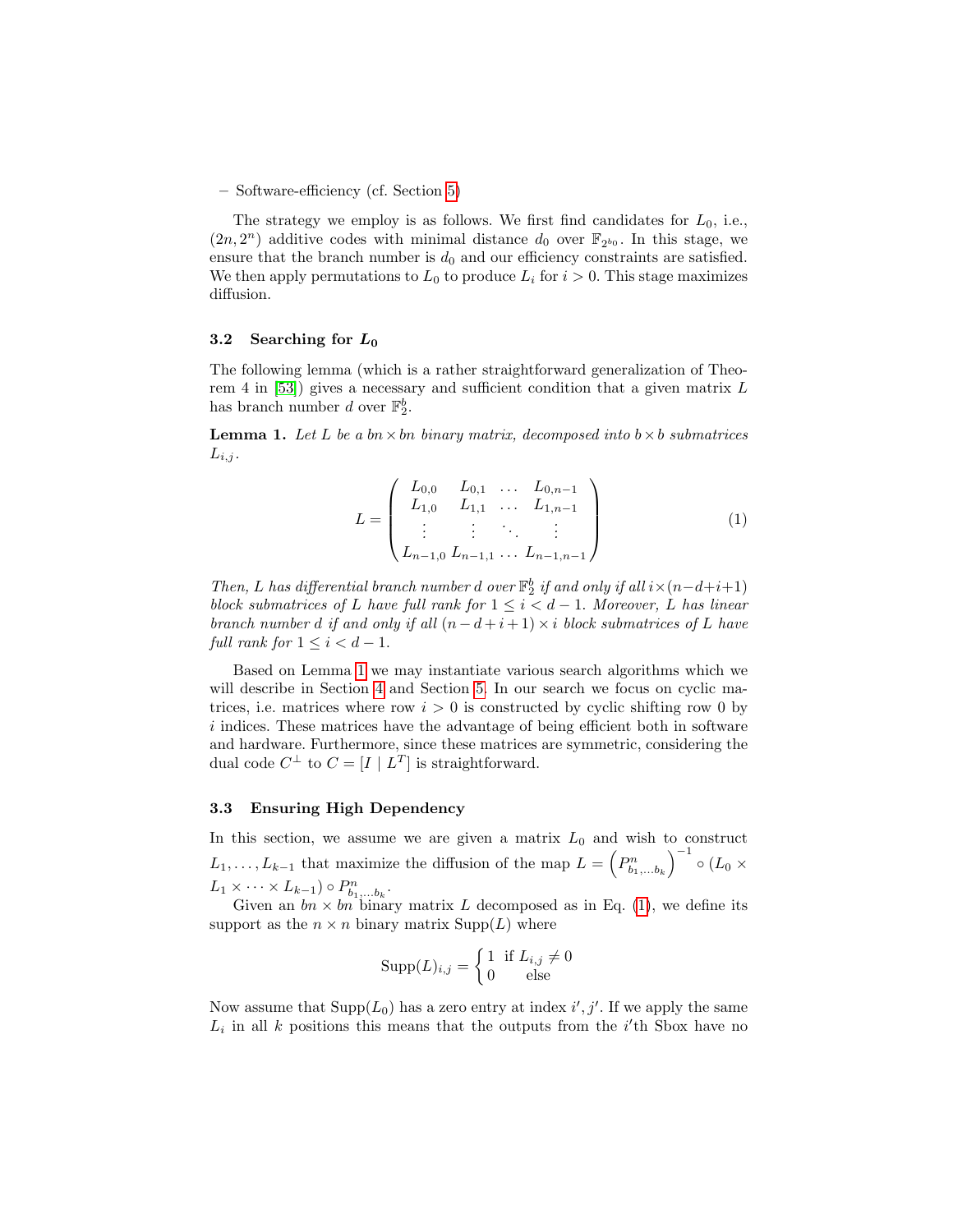– Software-efficiency (cf. Section 5)

The strategy we employ is as follows. We first find candidates for $L_0$, i.e., $(2n, 2^n)$ additive codes with minimal distance $d_0$ over $\mathbb{F}_{2^{b_0}}$. In this stage, we ensure that the branch number is $d_0$ and our efficiency constraints are satisfied. We then apply permutations to $L_0$ to produce $L_i$ for $i > 0$. This stage maximizes diffusion.

### 3.2 Searching for $L_0$

The following lemma (which is a rather straightforward generalization of Theorem 4 in [53]) gives a necessary and sufficient condition that a given matrix $L$ has branch number $d$ over $\mathbb{F}_2^b$.

**Lemma 1.** *Let $L$ be a $bn \times bn$ binary matrix, decomposed into $b \times b$ submatrices $L_{i,j}$.*

$$L = \begin{pmatrix} L_{0,0} & L_{0,1} & \dots & L_{0,n-1} \\ L_{1,0} & L_{1,1} & \dots & L_{1,n-1} \\ \vdots & \vdots & \ddots & \vdots \\ L_{n-1,0} & L_{n-1,1} & \dots & L_{n-1,n-1} \end{pmatrix} \tag{1}$$

*Then, $L$ has differential branch number $d$ over $\mathbb{F}_2^b$ if and only if all $i \times (n-d+i+1)$ block submatrices of $L$ have full rank for $1 \leq i < d-1$. Moreover, $L$ has linear branch number $d$ if and only if all $(n-d+i+1) \times i$ block submatrices of $L$ have full rank for $1 \leq i < d-1$.*

Based on Lemma 1 we may instantiate various search algorithms which we will describe in Section 4 and Section 5. In our search we focus on cyclic matrices, i.e. matrices where row $i > 0$ is constructed by cyclic shifting row 0 by $i$ indices. These matrices have the advantage of being efficient both in software and hardware. Furthermore, since these matrices are symmetric, considering the dual code $C^\perp$ to $C = [I \mid L^T]$ is straightforward.

### 3.3 Ensuring High Dependency

In this section, we assume we are given a matrix $L_0$ and wish to construct $L_1, \dots, L_{k-1}$ that maximize the diffusion of the map $L = \left(P^n_{b_1,\dots b_k}\right)^{-1} \circ (L_0 \times L_1 \times \dots \times L_{k-1}) \circ P^n_{b_1,\dots b_k}$.

Given an $bn \times bn$ binary matrix $L$ decomposed as in Eq. (1), we define its support as the $n \times n$ binary matrix $\mathrm{Supp}(L)$ where

$$\mathrm{Supp}(L)_{i,j} = \begin{cases} 1 & \text{if } L_{i,j} \neq 0 \\ 0 & \text{else} \end{cases}$$

Now assume that $\mathrm{Supp}(L_0)$ has a zero entry at index $i', j'$. If we apply the same $L_i$ in all $k$ positions this means that the outputs from the $i'$th Sbox have no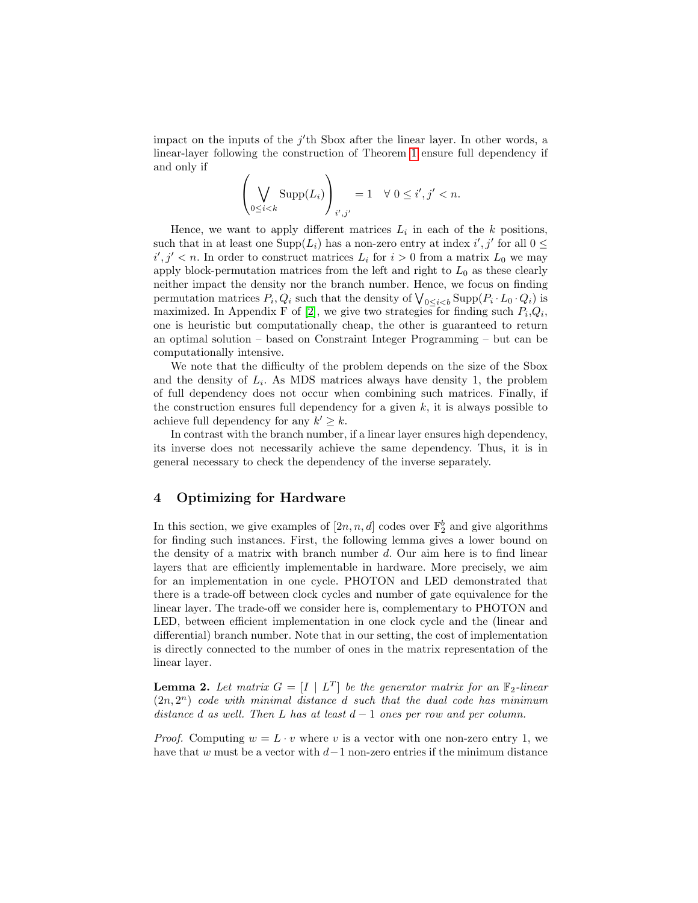impact on the inputs of the $j'$th Sbox after the linear layer. In other words, a linear-layer following the construction of Theorem 1 ensure full dependency if and only if

$$\left( \bigvee_{0 \leq i < k} \text{Supp}(L_i) \right)_{i',j'} = 1 \quad \forall \; 0 \leq i', j' < n.$$

Hence, we want to apply different matrices $L_i$ in each of the $k$ positions, such that in at least one $\text{Supp}(L_i)$ has a non-zero entry at index $i', j'$ for all $0 \leq i', j' < n$. In order to construct matrices $L_i$ for $i > 0$ from a matrix $L_0$ we may apply block-permutation matrices from the left and right to $L_0$ as these clearly neither impact the density nor the branch number. Hence, we focus on finding permutation matrices $P_i, Q_i$ such that the density of $\bigvee_{0 \leq i < b} \text{Supp}(P_i \cdot L_0 \cdot Q_i)$ is maximized. In Appendix F of [2], we give two strategies for finding such $P_i$,$Q_i$, one is heuristic but computationally cheap, the other is guaranteed to return an optimal solution – based on Constraint Integer Programming – but can be computationally intensive.

We note that the difficulty of the problem depends on the size of the Sbox and the density of $L_i$. As MDS matrices always have density 1, the problem of full dependency does not occur when combining such matrices. Finally, if the construction ensures full dependency for a given $k$, it is always possible to achieve full dependency for any $k' \geq k$.

In contrast with the branch number, if a linear layer ensures high dependency, its inverse does not necessarily achieve the same dependency. Thus, it is in general necessary to check the dependency of the inverse separately.

## 4 Optimizing for Hardware

In this section, we give examples of $[2n, n, d]$ codes over $\mathbb{F}_2^b$ and give algorithms for finding such instances. First, the following lemma gives a lower bound on the density of a matrix with branch number $d$. Our aim here is to find linear layers that are efficiently implementable in hardware. More precisely, we aim for an implementation in one cycle. PHOTON and LED demonstrated that there is a trade-off between clock cycles and number of gate equivalence for the linear layer. The trade-off we consider here is, complementary to PHOTON and LED, between efficient implementation in one clock cycle and the (linear and differential) branch number. Note that in our setting, the cost of implementation is directly connected to the number of ones in the matrix representation of the linear layer.

**Lemma 2.** *Let matrix $G = [I \mid L^T]$ be the generator matrix for an $\mathbb{F}_2$-linear $(2n, 2^n)$ code with minimal distance $d$ such that the dual code has minimum distance $d$ as well. Then $L$ has at least $d - 1$ ones per row and per column.*

*Proof.* Computing $w = L \cdot v$ where $v$ is a vector with one non-zero entry 1, we have that $w$ must be a vector with $d-1$ non-zero entries if the minimum distance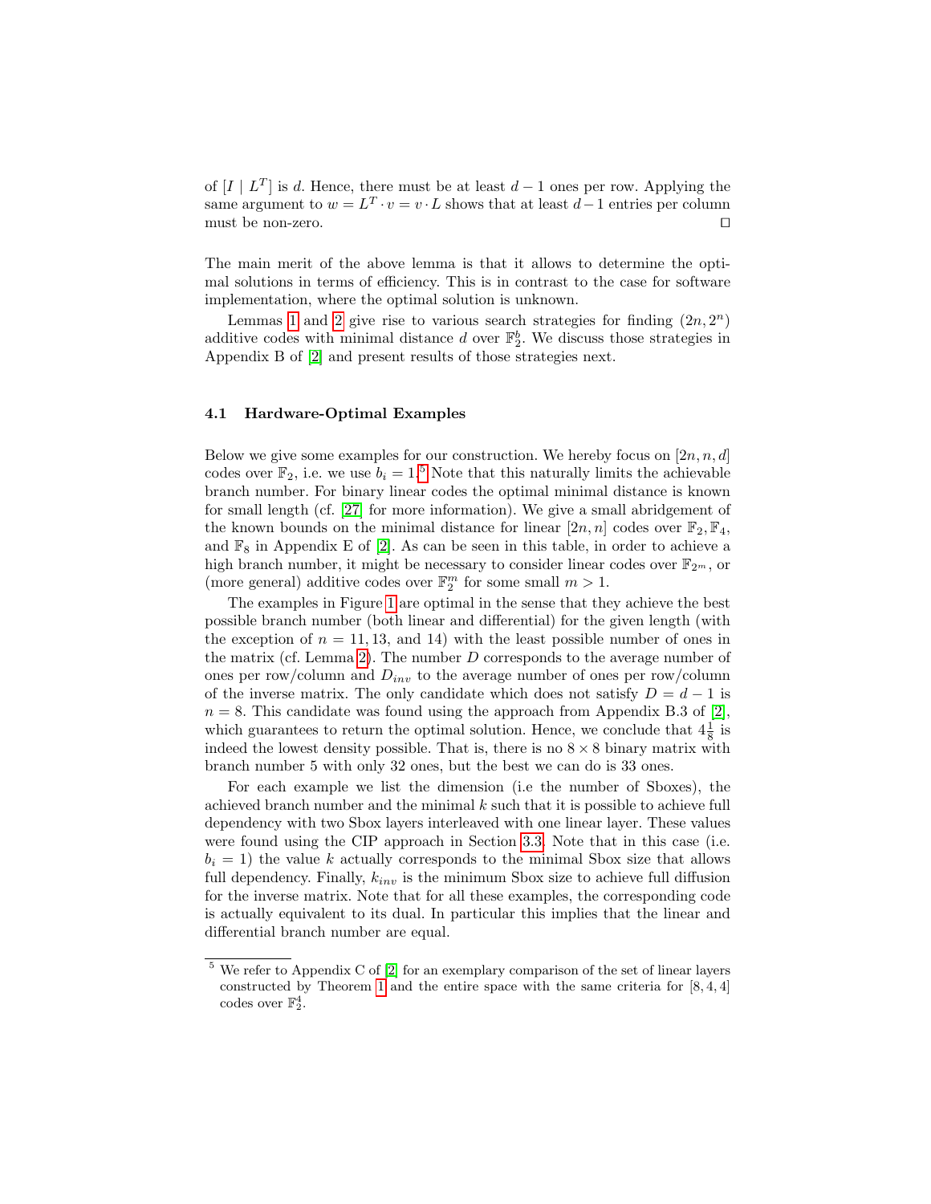of $[I \mid L^T]$ is $d$. Hence, there must be at least $d-1$ ones per row. Applying the same argument to $w = L^T \cdot v = v \cdot L$ shows that at least $d-1$ entries per column must be non-zero. $\square$

The main merit of the above lemma is that it allows to determine the optimal solutions in terms of efficiency. This is in contrast to the case for software implementation, where the optimal solution is unknown.

Lemmas 1 and 2 give rise to various search strategies for finding $(2n, 2^n)$ additive codes with minimal distance $d$ over $\mathbb{F}_2^b$. We discuss those strategies in Appendix B of [2] and present results of those strategies next.

### 4.1 Hardware-Optimal Examples

Below we give some examples for our construction. We hereby focus on $[2n, n, d]$ codes over $\mathbb{F}_2$, i.e. we use $b_i = 1$.[5] Note that this naturally limits the achievable branch number. For binary linear codes the optimal minimal distance is known for small length (cf. [27] for more information). We give a small abridgement of the known bounds on the minimal distance for linear $[2n, n]$ codes over $\mathbb{F}_2, \mathbb{F}_4$, and $\mathbb{F}_8$ in Appendix E of [2]. As can be seen in this table, in order to achieve a high branch number, it might be necessary to consider linear codes over $\mathbb{F}_{2^m}$, or (more general) additive codes over $\mathbb{F}_2^m$ for some small $m > 1$.

The examples in Figure 1 are optimal in the sense that they achieve the best possible branch number (both linear and differential) for the given length (with the exception of $n = 11, 13$, and $14$) with the least possible number of ones in the matrix (cf. Lemma 2). The number $D$ corresponds to the average number of ones per row/column and $D_{inv}$ to the average number of ones per row/column of the inverse matrix. The only candidate which does not satisfy $D = d - 1$ is $n = 8$. This candidate was found using the approach from Appendix B.3 of [2], which guarantees to return the optimal solution. Hence, we conclude that $4\frac{1}{8}$ is indeed the lowest density possible. That is, there is no $8 \times 8$ binary matrix with branch number 5 with only 32 ones, but the best we can do is 33 ones.

For each example we list the dimension (i.e the number of Sboxes), the achieved branch number and the minimal $k$ such that it is possible to achieve full dependency with two Sbox layers interleaved with one linear layer. These values were found using the CIP approach in Section 3.3. Note that in this case (i.e. $b_i = 1$) the value $k$ actually corresponds to the minimal Sbox size that allows full dependency. Finally, $k_{inv}$ is the minimum Sbox size to achieve full diffusion for the inverse matrix. Note that for all these examples, the corresponding code is actually equivalent to its dual. In particular this implies that the linear and differential branch number are equal.

[5] We refer to Appendix C of [2] for an exemplary comparison of the set of linear layers constructed by Theorem 1 and the entire space with the same criteria for $[8, 4, 4]$ codes over $\mathbb{F}_2^4$.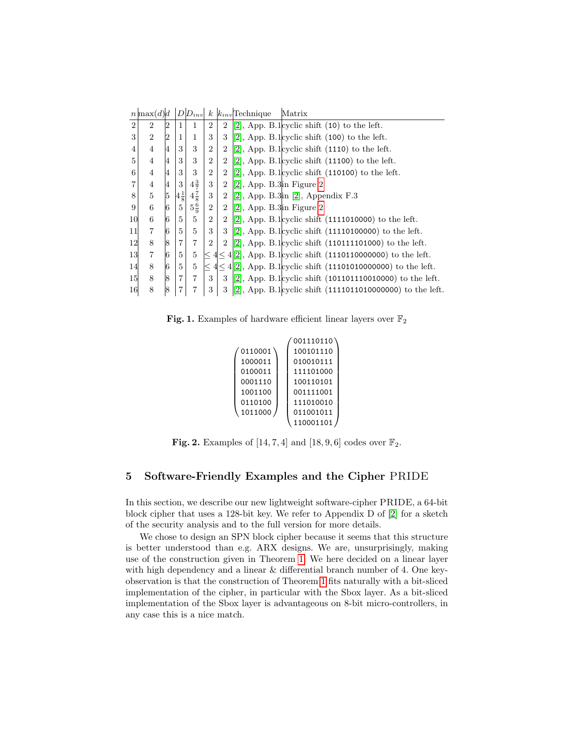| $n$ | $\max(d)$ | $d$ | $D$ | $D_{inv}$ | $k$ | $k_{inv}$ | Technique | Matrix |
|---|---|---|---|---|---|---|---|---|
| 2 | 2 | 2 | 1 | 1 | 2 | 2 | [2], App. B.1 | cyclic shift (10) to the left. |
| 3 | 2 | 2 | 1 | 1 | 3 | 3 | [2], App. B.1 | cyclic shift (100) to the left. |
| 4 | 4 | 4 | 3 | 3 | 2 | 2 | [2], App. B.1 | cyclic shift (1110) to the left. |
| 5 | 4 | 4 | 3 | 3 | 2 | 2 | [2], App. B.1 | cyclic shift (11100) to the left. |
| 6 | 4 | 4 | 3 | 3 | 2 | 2 | [2], App. B.1 | cyclic shift (110100) to the left. |
| 7 | 4 | 4 | 3 | $4\frac{3}{7}$ | 3 | 2 | [2], App. B.3 | in Figure 2 |
| 8 | 5 | 5 | $4\frac{1}{8}$ | $4\frac{7}{8}$ | 3 | 2 | [2], App. B.3 | in [2], Appendix F.3 |
| 9 | 6 | 6 | 5 | $5\frac{6}{9}$ | 2 | 2 | [2], App. B.3 | in Figure 2 |
| 10 | 6 | 6 | 5 | 5 | 2 | 2 | [2], App. B.1 | cyclic shift (1111010000) to the left. |
| 11 | 7 | 6 | 5 | 5 | 3 | 3 | [2], App. B.1 | cyclic shift (11110100000) to the left. |
| 12 | 8 | 8 | 7 | 7 | 2 | 2 | [2], App. B.1 | cyclic shift (110111101000) to the left. |
| 13 | 7 | 6 | 5 | 5 | $\leq 4$ | $\leq 4$ | [2], App. B.1 | cyclic shift (1110110000000) to the left. |
| 14 | 8 | 6 | 5 | 5 | $\leq 4$ | $\leq 4$ | [2], App. B.1 | cyclic shift (11101010000000) to the left. |
| 15 | 8 | 8 | 7 | 7 | 3 | 3 | [2], App. B.1 | cyclic shift (101101110010000) to the left. |
| 16 | 8 | 8 | 7 | 7 | 3 | 3 | [2], App. B.1 | cyclic shift (1111011010000000) to the left. |

**Fig. 1.** Examples of hardware efficient linear layers over $\mathbb{F}_2$

$$
\begin{pmatrix}
0110001\\
1000011\\
0100011\\
0001110\\
1001100\\
0110100\\
1011000
\end{pmatrix}
\quad
\begin{pmatrix}
001110110\\
100101110\\
010010111\\
111101000\\
100110101\\
001111001\\
111010010\\
011001011\\
110001101
\end{pmatrix}
$$

**Fig. 2.** Examples of $[14, 7, 4]$ and $[18, 9, 6]$ codes over $\mathbb{F}_2$.

## 5 Software-Friendly Examples and the Cipher PRIDE

In this section, we describe our new lightweight software-cipher PRIDE, a 64-bit block cipher that uses a 128-bit key. We refer to Appendix D of [2] for a sketch of the security analysis and to the full version for more details.

We chose to design an SPN block cipher because it seems that this structure is better understood than e.g. ARX designs. We are, unsurprisingly, making use of the construction given in Theorem 1. We here decided on a linear layer with high dependency and a linear & differential branch number of 4. One key-observation is that the construction of Theorem 1 fits naturally with a bit-sliced implementation of the cipher, in particular with the Sbox layer. As a bit-sliced implementation of the Sbox layer is advantageous on 8-bit micro-controllers, in any case this is a nice match.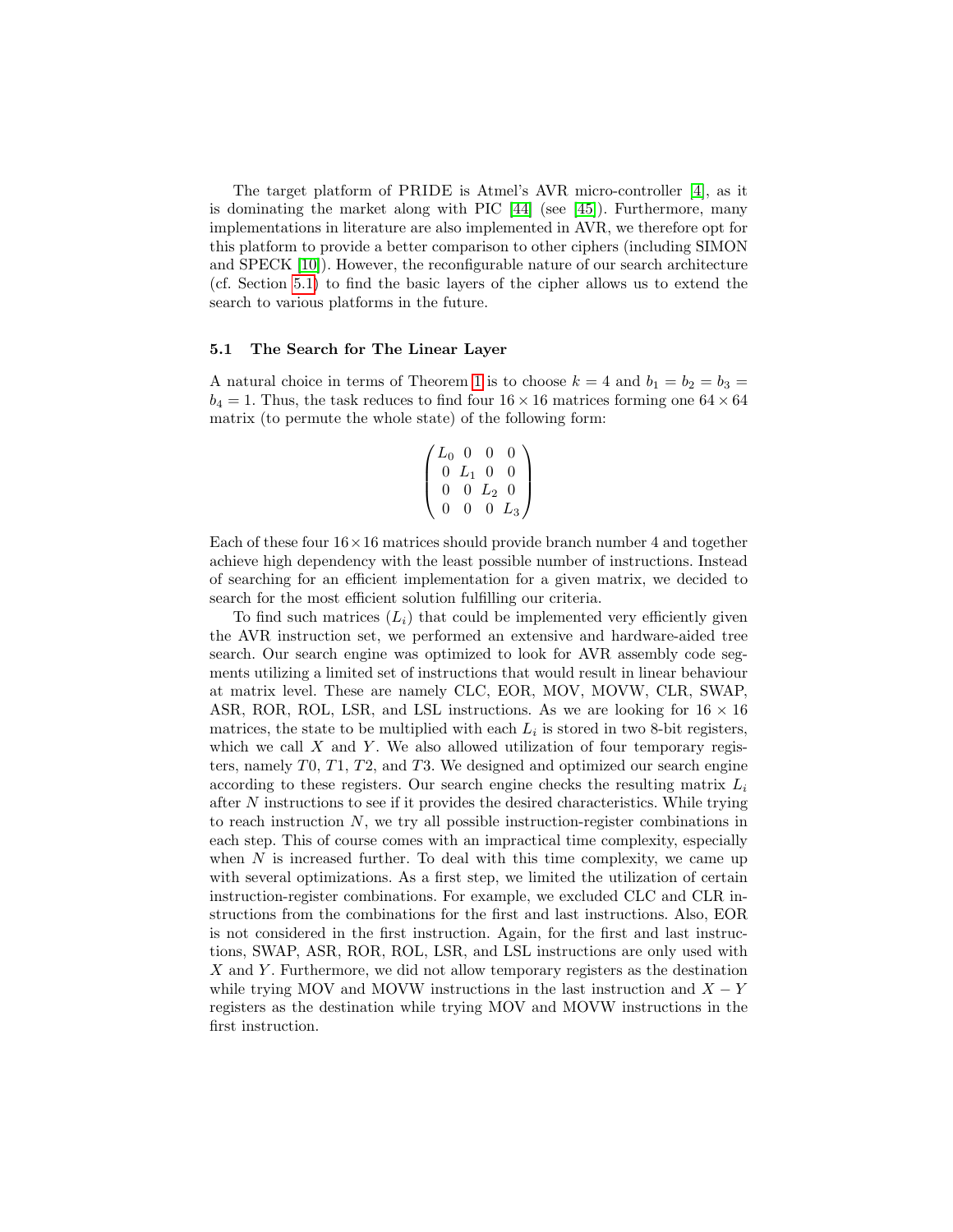The target platform of PRIDE is Atmel's AVR micro-controller [4], as it is dominating the market along with PIC [44] (see [45]). Furthermore, many implementations in literature are also implemented in AVR, we therefore opt for this platform to provide a better comparison to other ciphers (including SIMON and SPECK [10]). However, the reconfigurable nature of our search architecture (cf. Section 5.1) to find the basic layers of the cipher allows us to extend the search to various platforms in the future.

### 5.1 The Search for The Linear Layer

A natural choice in terms of Theorem 1 is to choose $k = 4$ and $b_1 = b_2 = b_3 = b_4 = 1$. Thus, the task reduces to find four $16 \times 16$ matrices forming one $64 \times 64$ matrix (to permute the whole state) of the following form:

$$\begin{pmatrix} L_0 & 0 & 0 & 0 \\ 0 & L_1 & 0 & 0 \\ 0 & 0 & L_2 & 0 \\ 0 & 0 & 0 & L_3 \end{pmatrix}$$

Each of these four $16 \times 16$ matrices should provide branch number 4 and together achieve high dependency with the least possible number of instructions. Instead of searching for an efficient implementation for a given matrix, we decided to search for the most efficient solution fulfilling our criteria.

To find such matrices ($L_i$) that could be implemented very efficiently given the AVR instruction set, we performed an extensive and hardware-aided tree search. Our search engine was optimized to look for AVR assembly code segments utilizing a limited set of instructions that would result in linear behaviour at matrix level. These are namely CLC, EOR, MOV, MOVW, CLR, SWAP, ASR, ROR, ROL, LSR, and LSL instructions. As we are looking for $16 \times 16$ matrices, the state to be multiplied with each $L_i$ is stored in two 8-bit registers, which we call $X$ and $Y$. We also allowed utilization of four temporary registers, namely $T0$, $T1$, $T2$, and $T3$. We designed and optimized our search engine according to these registers. Our search engine checks the resulting matrix $L_i$ after $N$ instructions to see if it provides the desired characteristics. While trying to reach instruction $N$, we try all possible instruction-register combinations in each step. This of course comes with an impractical time complexity, especially when $N$ is increased further. To deal with this time complexity, we came up with several optimizations. As a first step, we limited the utilization of certain instruction-register combinations. For example, we excluded CLC and CLR instructions from the combinations for the first and last instructions. Also, EOR is not considered in the first instruction. Again, for the first and last instructions, SWAP, ASR, ROR, ROL, LSR, and LSL instructions are only used with $X$ and $Y$. Furthermore, we did not allow temporary registers as the destination while trying MOV and MOVW instructions in the last instruction and $X - Y$ registers as the destination while trying MOV and MOVW instructions in the first instruction.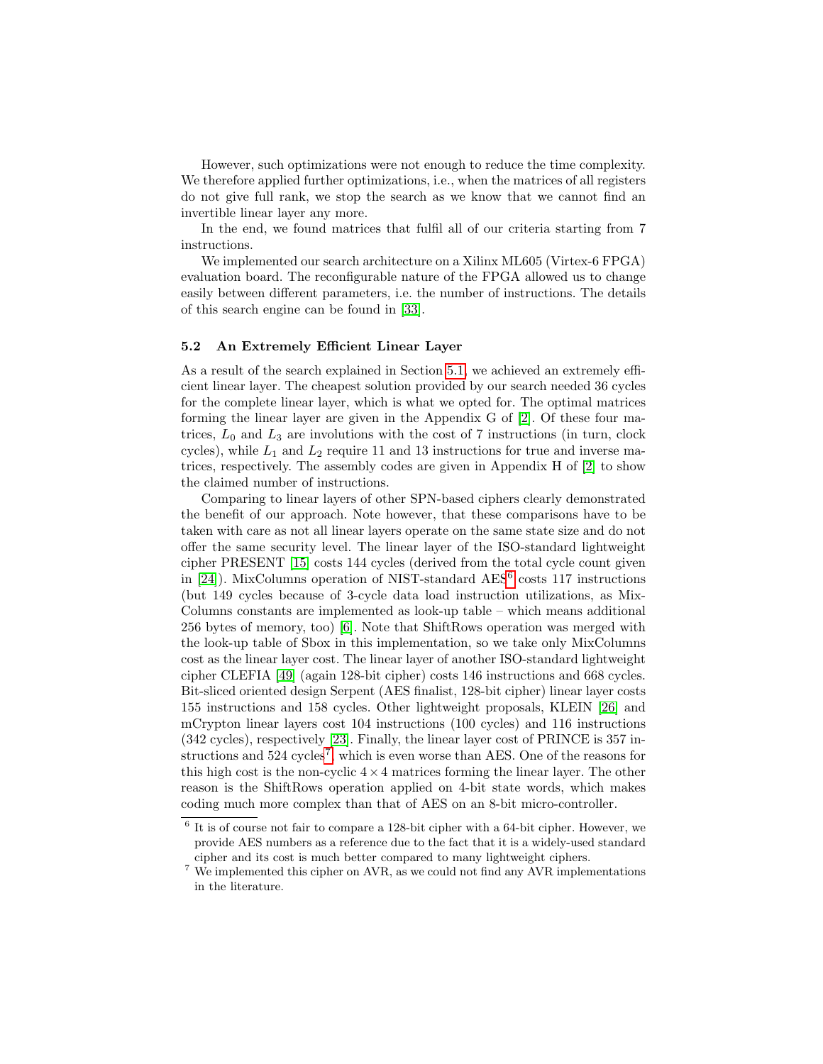However, such optimizations were not enough to reduce the time complexity. We therefore applied further optimizations, i.e., when the matrices of all registers do not give full rank, we stop the search as we know that we cannot find an invertible linear layer any more.

In the end, we found matrices that fulfil all of our criteria starting from 7 instructions.

We implemented our search architecture on a Xilinx ML605 (Virtex-6 FPGA) evaluation board. The reconfigurable nature of the FPGA allowed us to change easily between different parameters, i.e. the number of instructions. The details of this search engine can be found in [33].

### 5.2 An Extremely Efficient Linear Layer

As a result of the search explained in Section 5.1, we achieved an extremely efficient linear layer. The cheapest solution provided by our search needed 36 cycles for the complete linear layer, which is what we opted for. The optimal matrices forming the linear layer are given in the Appendix G of [2]. Of these four matrices, $L_0$ and $L_3$ are involutions with the cost of 7 instructions (in turn, clock cycles), while $L_1$ and $L_2$ require 11 and 13 instructions for true and inverse matrices, respectively. The assembly codes are given in Appendix H of [2] to show the claimed number of instructions.

Comparing to linear layers of other SPN-based ciphers clearly demonstrated the benefit of our approach. Note however, that these comparisons have to be taken with care as not all linear layers operate on the same state size and do not offer the same security level. The linear layer of the ISO-standard lightweight cipher PRESENT [15] costs 144 cycles (derived from the total cycle count given in [24]). MixColumns operation of NIST-standard AES[6] costs 117 instructions (but 149 cycles because of 3-cycle data load instruction utilizations, as MixColumns constants are implemented as look-up table – which means additional 256 bytes of memory, too) [6]. Note that ShiftRows operation was merged with the look-up table of Sbox in this implementation, so we take only MixColumns cost as the linear layer cost. The linear layer of another ISO-standard lightweight cipher CLEFIA [49] (again 128-bit cipher) costs 146 instructions and 668 cycles. Bit-sliced oriented design Serpent (AES finalist, 128-bit cipher) linear layer costs 155 instructions and 158 cycles. Other lightweight proposals, KLEIN [26] and mCrypton linear layers cost 104 instructions (100 cycles) and 116 instructions (342 cycles), respectively [23]. Finally, the linear layer cost of PRINCE is 357 instructions and 524 cycles[7], which is even worse than AES. One of the reasons for this high cost is the non-cyclic $4 \times 4$ matrices forming the linear layer. The other reason is the ShiftRows operation applied on 4-bit state words, which makes coding much more complex than that of AES on an 8-bit micro-controller.

[6] It is of course not fair to compare a 128-bit cipher with a 64-bit cipher. However, we provide AES numbers as a reference due to the fact that it is a widely-used standard cipher and its cost is much better compared to many lightweight ciphers.

[7] We implemented this cipher on AVR, as we could not find any AVR implementations in the literature.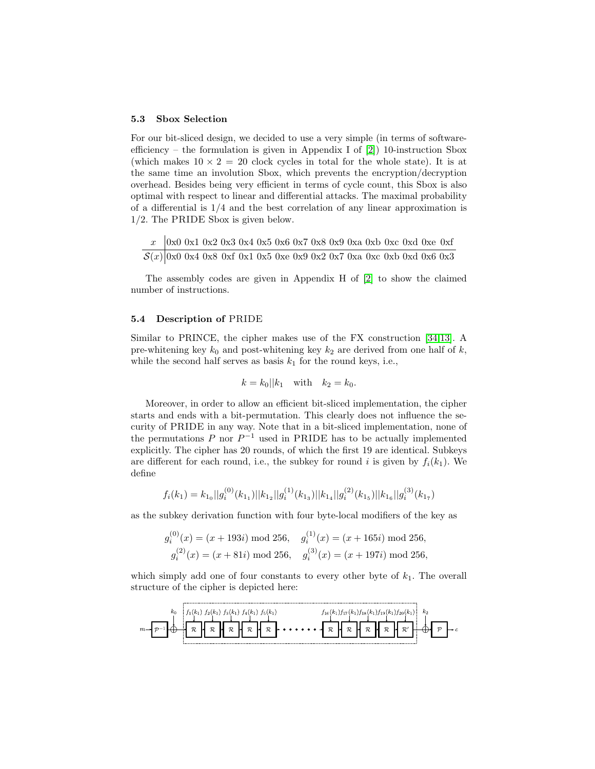### 5.3 Sbox Selection

For our bit-sliced design, we decided to use a very simple (in terms of software-efficiency – the formulation is given in Appendix I of [2]) 10-instruction Sbox (which makes $10 \times 2 = 20$ clock cycles in total for the whole state). It is at the same time an involution Sbox, which prevents the encryption/decryption overhead. Besides being very efficient in terms of cycle count, this Sbox is also optimal with respect to linear and differential attacks. The maximal probability of a differential is 1/4 and the best correlation of any linear approximation is 1/2. The PRIDE Sbox is given below.

| $x$ | 0x0 | 0x1 | 0x2 | 0x3 | 0x4 | 0x5 | 0x6 | 0x7 | 0x8 | 0x9 | 0xa | 0xb | 0xc | 0xd | 0xe | 0xf |
|---|---|---|---|---|---|---|---|---|---|---|---|---|---|---|---|---|
| $\mathcal{S}(x)$ | 0x0 | 0x4 | 0x8 | 0xf | 0x1 | 0x5 | 0xe | 0x9 | 0x2 | 0x7 | 0xa | 0xc | 0xb | 0xd | 0x6 | 0x3 |

The assembly codes are given in Appendix H of [2] to show the claimed number of instructions.

### 5.4 Description of PRIDE

Similar to PRINCE, the cipher makes use of the FX construction [34,13]. A pre-whitening key $k_0$ and post-whitening key $k_2$ are derived from one half of $k$, while the second half serves as basis $k_1$ for the round keys, i.e.,

$$k = k_0 || k_1 \quad \text{with} \quad k_2 = k_0.$$

Moreover, in order to allow an efficient bit-sliced implementation, the cipher starts and ends with a bit-permutation. This clearly does not influence the security of PRIDE in any way. Note that in a bit-sliced implementation, none of the permutations $P$ nor $P^{-1}$ used in PRIDE has to be actually implemented explicitly. The cipher has 20 rounds, of which the first 19 are identical. Subkeys are different for each round, i.e., the subkey for round $i$ is given by $f_i(k_1)$. We define

$$f_i(k_1) = k_{1_0} || g_i^{(0)}(k_{1_1}) || k_{1_2} || g_i^{(1)}(k_{1_3}) || k_{1_4} || g_i^{(2)}(k_{1_5}) || k_{1_6} || g_i^{(3)}(k_{1_7})$$

as the subkey derivation function with four byte-local modifiers of the key as

$$g_i^{(0)}(x) = (x + 193i) \bmod 256, \quad g_i^{(1)}(x) = (x + 165i) \bmod 256,$$
$$g_i^{(2)}(x) = (x + 81i) \bmod 256, \quad g_i^{(3)}(x) = (x + 197i) \bmod 256,$$

which simply add one of four constants to every other byte of $k_1$. The overall structure of the cipher is depicted here:

$m \rightarrow \mathcal{P}^{-1} \rightarrow \oplus k_0 \rightarrow \mathcal{R}[f_1(k_1)] \rightarrow \mathcal{R}[f_2(k_1)] \rightarrow \mathcal{R}[f_3(k_1)] \rightarrow \mathcal{R}[f_4(k_1)] \rightarrow \mathcal{R}[f_5(k_1)] \rightarrow \cdots \rightarrow \mathcal{R}[f_{16}(k_1)] \rightarrow \mathcal{R}[f_{17}(k_1)] \rightarrow \mathcal{R}[f_{18}(k_1)] \rightarrow \mathcal{R}[f_{19}(k_1)] \rightarrow \mathcal{R}'[f_{20}(k_1)] \rightarrow \oplus k_2 \rightarrow \mathcal{P} \rightarrow c$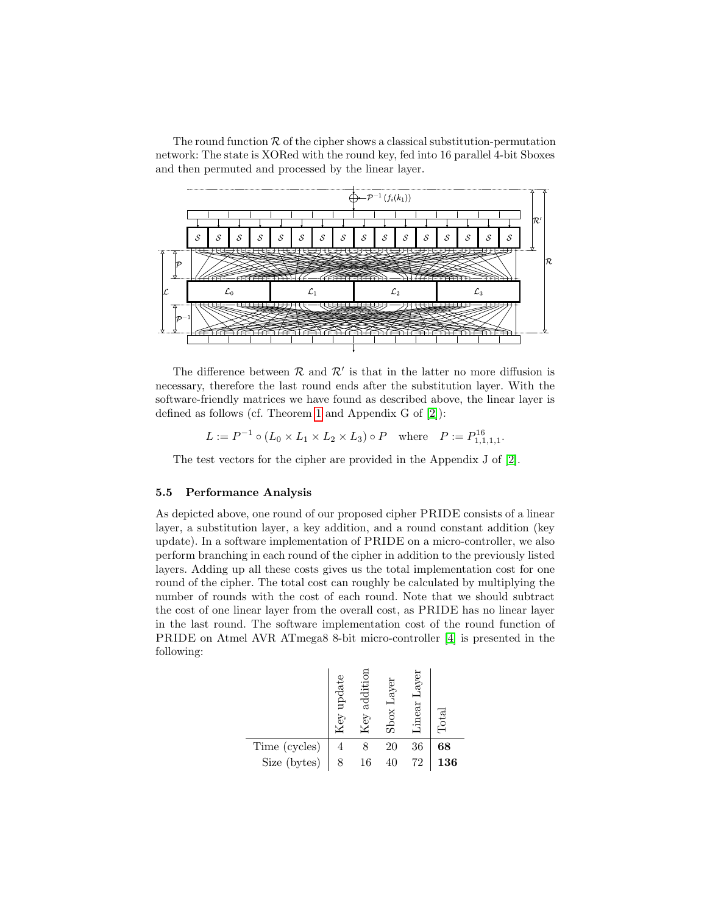The round function $\mathcal{R}$ of the cipher shows a classical substitution-permutation network: The state is XORed with the round key, fed into 16 parallel 4-bit Sboxes and then permuted and processed by the linear layer.

The difference between $\mathcal{R}$ and $\mathcal{R}'$ is that in the latter no more diffusion is necessary, therefore the last round ends after the substitution layer. With the software-friendly matrices we have found as described above, the linear layer is defined as follows (cf. Theorem 1 and Appendix G of [2]):

$$L := P^{-1} \circ (L_0 \times L_1 \times L_2 \times L_3) \circ P \quad \text{where} \quad P := P^{16}_{1,1,1,1}.$$

The test vectors for the cipher are provided in the Appendix J of [2].

### 5.5 Performance Analysis

As depicted above, one round of our proposed cipher PRIDE consists of a linear layer, a substitution layer, a key addition, and a round constant addition (key update). In a software implementation of PRIDE on a micro-controller, we also perform branching in each round of the cipher in addition to the previously listed layers. Adding up all these costs gives us the total implementation cost for one round of the cipher. The total cost can roughly be calculated by multiplying the number of rounds with the cost of each round. Note that we should subtract the cost of one linear layer from the overall cost, as PRIDE has no linear layer in the last round. The software implementation cost of the round function of PRIDE on Atmel AVR ATmega8 8-bit micro-controller [4] is presented in the following:

| | Key update | Key addition | Sbox Layer | Linear Layer | Total |
|---|---|---|---|---|---|
| Time (cycles) | 4 | 8 | 20 | 36 | **68** |
| Size (bytes) | 8 | 16 | 40 | 72 | **136** |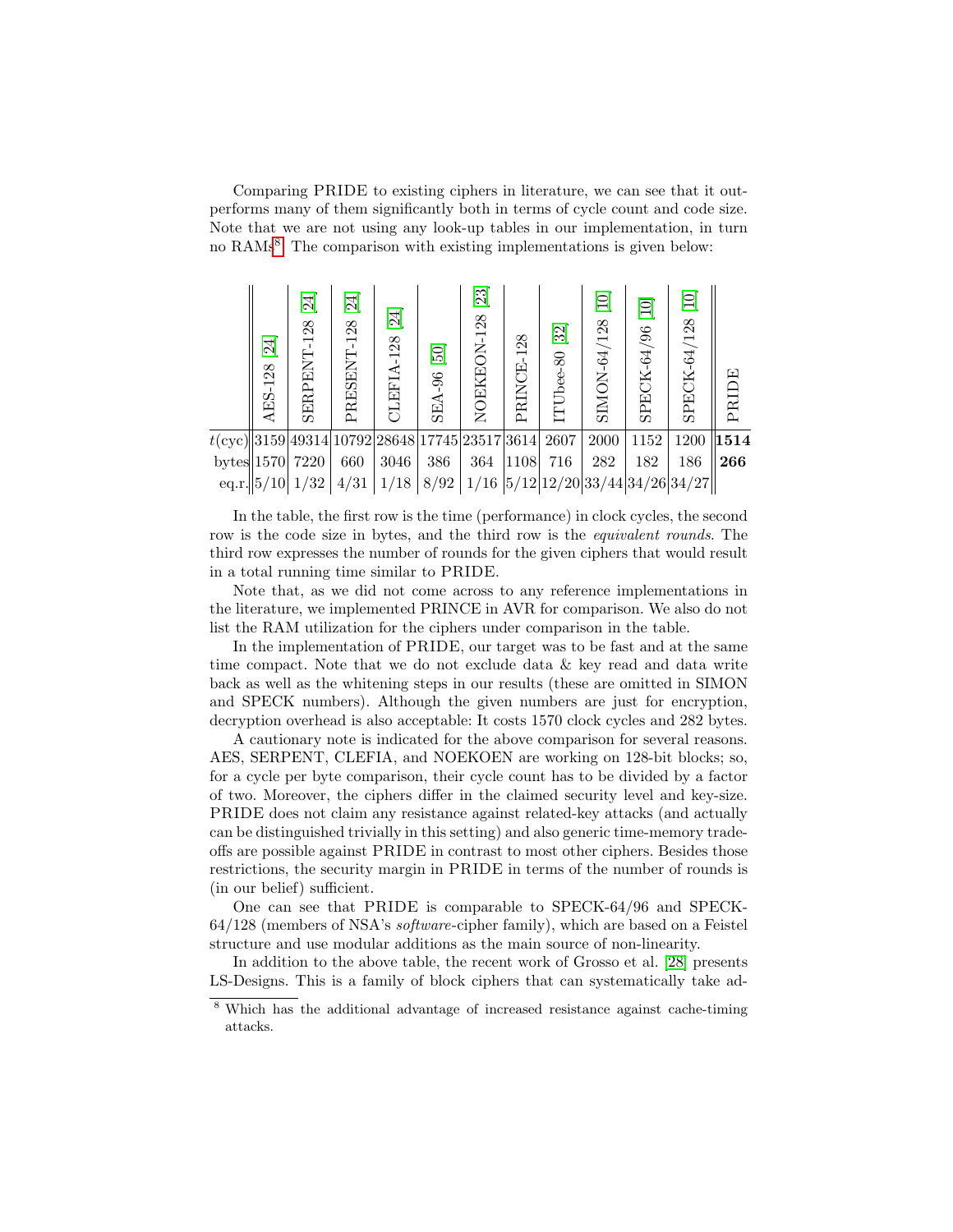Comparing PRIDE to existing ciphers in literature, we can see that it outperforms many of them significantly both in terms of cycle count and code size. Note that we are not using any look-up tables in our implementation, in turn no RAMs[8]. The comparison with existing implementations is given below:

| | AES-128 [24] | SERPENT-128 [24] | PRESENT-128 [24] | CLEFIA-128 [24] | SEA-96 [50] | NOEKEON-128 [23] | PRINCE-128 | ITUbee-80 [32] | SIMON-64/128 [10] | SPECK-64/96 [10] | SPECK-64/128 [10] | PRIDE |
|---|---|---|---|---|---|---|---|---|---|---|---|---|
| $t$(cyc) | 3159 | 49314 | 10792 | 28648 | 17745 | 23517 | 3614 | 2607 | 2000 | 1152 | 1200 | **1514** |
| bytes | 1570 | 7220 | 660 | 3046 | 386 | 364 | 1108 | 716 | 282 | 182 | 186 | **266** |
| eq.r. | 5/10 | 1/32 | 4/31 | 1/18 | 8/92 | 1/16 | 5/12 | 12/20 | 33/44 | 34/26 | 34/27 | |

In the table, the first row is the time (performance) in clock cycles, the second row is the code size in bytes, and the third row is the *equivalent rounds*. The third row expresses the number of rounds for the given ciphers that would result in a total running time similar to PRIDE.

Note that, as we did not come across to any reference implementations in the literature, we implemented PRINCE in AVR for comparison. We also do not list the RAM utilization for the ciphers under comparison in the table.

In the implementation of PRIDE, our target was to be fast and at the same time compact. Note that we do not exclude data & key read and data write back as well as the whitening steps in our results (these are omitted in SIMON and SPECK numbers). Although the given numbers are just for encryption, decryption overhead is also acceptable: It costs 1570 clock cycles and 282 bytes.

A cautionary note is indicated for the above comparison for several reasons. AES, SERPENT, CLEFIA, and NOEKOEN are working on 128-bit blocks; so, for a cycle per byte comparison, their cycle count has to be divided by a factor of two. Moreover, the ciphers differ in the claimed security level and key-size. PRIDE does not claim any resistance against related-key attacks (and actually can be distinguished trivially in this setting) and also generic time-memory tradeoffs are possible against PRIDE in contrast to most other ciphers. Besides those restrictions, the security margin in PRIDE in terms of the number of rounds is (in our belief) sufficient.

One can see that PRIDE is comparable to SPECK-64/96 and SPECK-64/128 (members of NSA's *software*-cipher family), which are based on a Feistel structure and use modular additions as the main source of non-linearity.

In addition to the above table, the recent work of Grosso et al. [28] presents LS-Designs. This is a family of block ciphers that can systematically take ad-

[8] Which has the additional advantage of increased resistance against cache-timing attacks.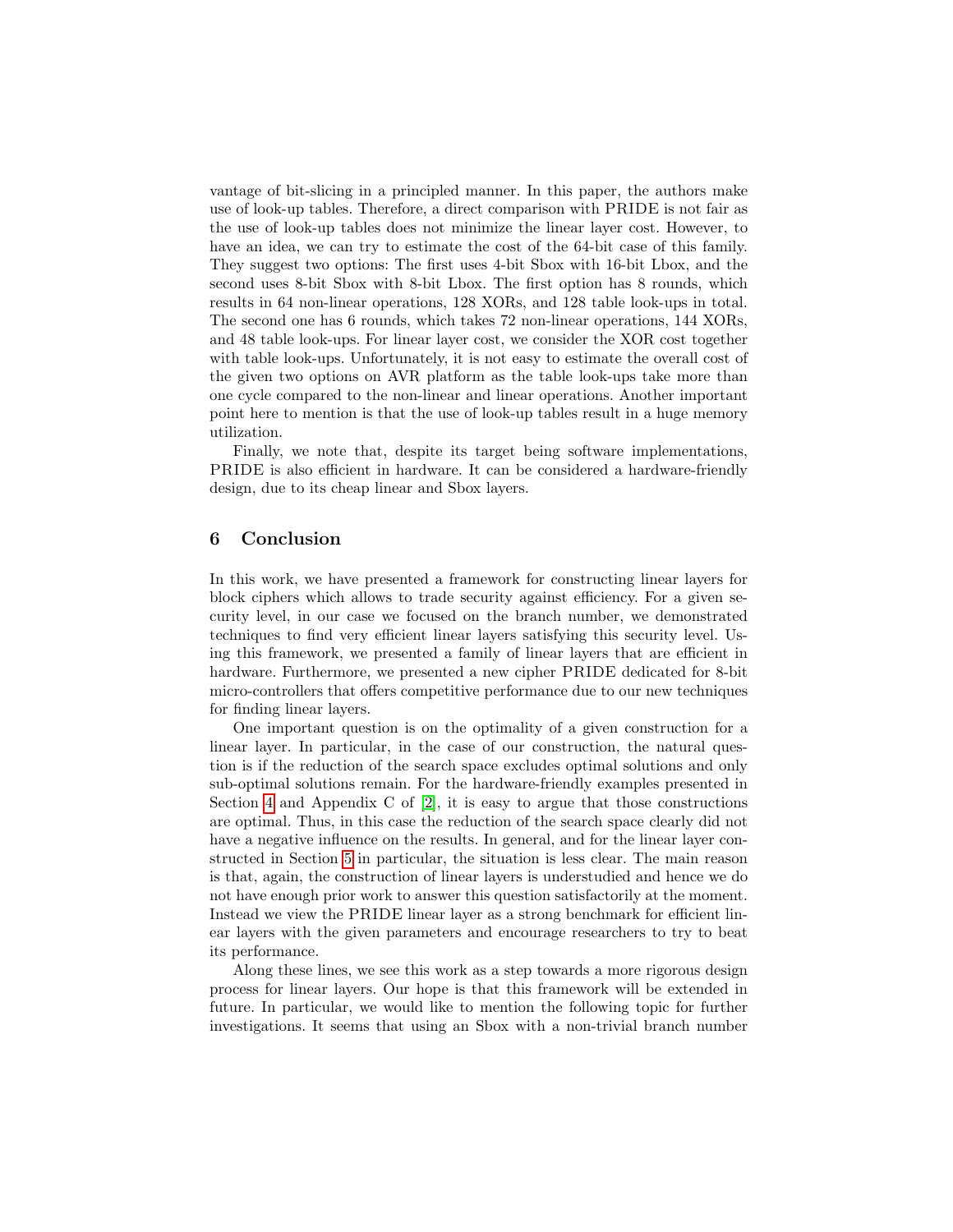vantage of bit-slicing in a principled manner. In this paper, the authors make use of look-up tables. Therefore, a direct comparison with PRIDE is not fair as the use of look-up tables does not minimize the linear layer cost. However, to have an idea, we can try to estimate the cost of the 64-bit case of this family. They suggest two options: The first uses 4-bit Sbox with 16-bit Lbox, and the second uses 8-bit Sbox with 8-bit Lbox. The first option has 8 rounds, which results in 64 non-linear operations, 128 XORs, and 128 table look-ups in total. The second one has 6 rounds, which takes 72 non-linear operations, 144 XORs, and 48 table look-ups. For linear layer cost, we consider the XOR cost together with table look-ups. Unfortunately, it is not easy to estimate the overall cost of the given two options on AVR platform as the table look-ups take more than one cycle compared to the non-linear and linear operations. Another important point here to mention is that the use of look-up tables result in a huge memory utilization.

Finally, we note that, despite its target being software implementations, PRIDE is also efficient in hardware. It can be considered a hardware-friendly design, due to its cheap linear and Sbox layers.

## 6 Conclusion

In this work, we have presented a framework for constructing linear layers for block ciphers which allows to trade security against efficiency. For a given security level, in our case we focused on the branch number, we demonstrated techniques to find very efficient linear layers satisfying this security level. Using this framework, we presented a family of linear layers that are efficient in hardware. Furthermore, we presented a new cipher PRIDE dedicated for 8-bit micro-controllers that offers competitive performance due to our new techniques for finding linear layers.

One important question is on the optimality of a given construction for a linear layer. In particular, in the case of our construction, the natural question is if the reduction of the search space excludes optimal solutions and only sub-optimal solutions remain. For the hardware-friendly examples presented in Section 4 and Appendix C of [2], it is easy to argue that those constructions are optimal. Thus, in this case the reduction of the search space clearly did not have a negative influence on the results. In general, and for the linear layer constructed in Section 5 in particular, the situation is less clear. The main reason is that, again, the construction of linear layers is understudied and hence we do not have enough prior work to answer this question satisfactorily at the moment. Instead we view the PRIDE linear layer as a strong benchmark for efficient linear layers with the given parameters and encourage researchers to try to beat its performance.

Along these lines, we see this work as a step towards a more rigorous design process for linear layers. Our hope is that this framework will be extended in future. In particular, we would like to mention the following topic for further investigations. It seems that using an Sbox with a non-trivial branch number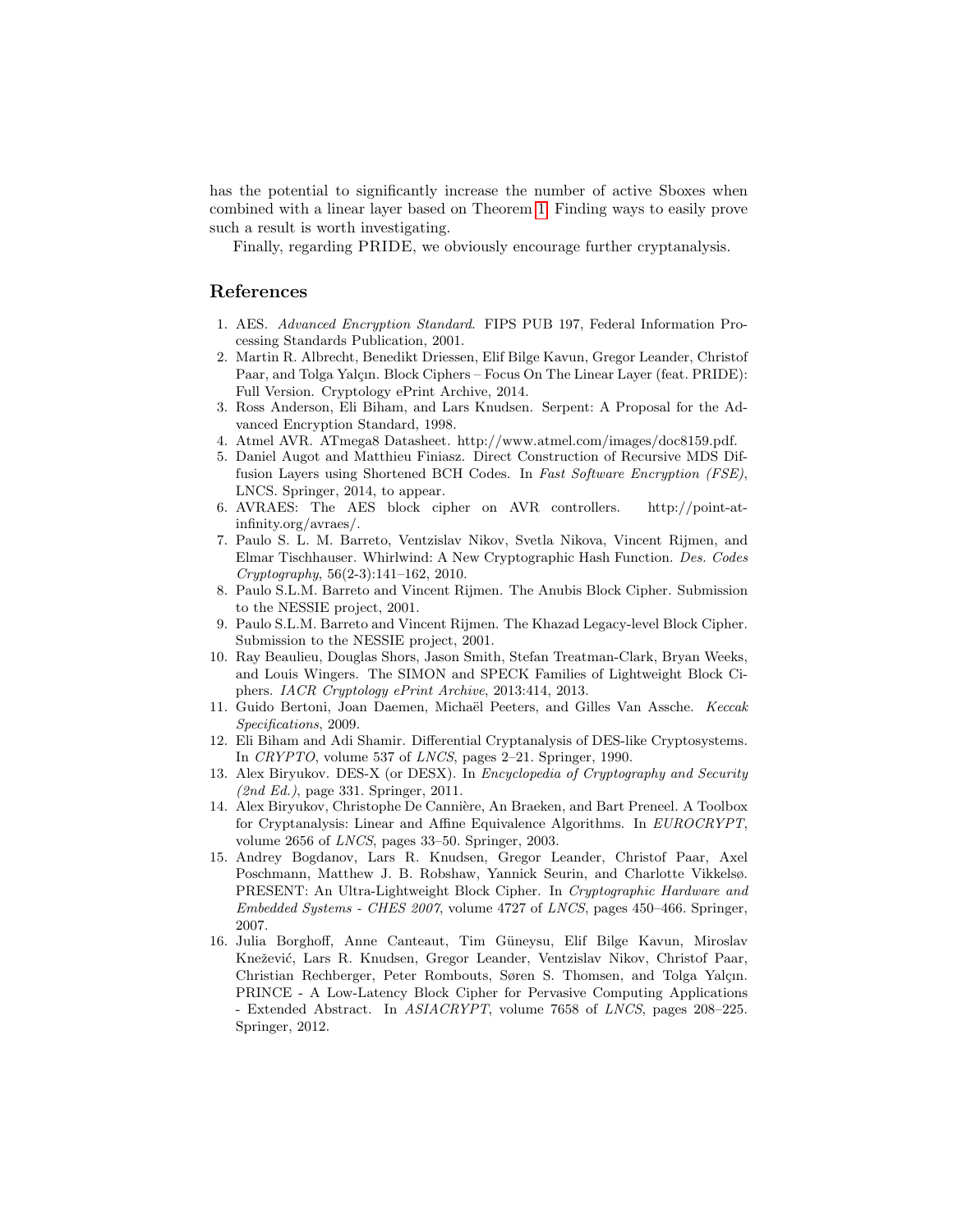has the potential to significantly increase the number of active Sboxes when combined with a linear layer based on Theorem 1. Finding ways to easily prove such a result is worth investigating.

Finally, regarding PRIDE, we obviously encourage further cryptanalysis.

## References

1. AES. *Advanced Encryption Standard*. FIPS PUB 197, Federal Information Processing Standards Publication, 2001.
2. Martin R. Albrecht, Benedikt Driessen, Elif Bilge Kavun, Gregor Leander, Christof Paar, and Tolga Yalçın. Block Ciphers – Focus On The Linear Layer (feat. PRIDE): Full Version. Cryptology ePrint Archive, 2014.
3. Ross Anderson, Eli Biham, and Lars Knudsen. Serpent: A Proposal for the Advanced Encryption Standard, 1998.
4. Atmel AVR. ATmega8 Datasheet. http://www.atmel.com/images/doc8159.pdf.
5. Daniel Augot and Matthieu Finiasz. Direct Construction of Recursive MDS Diffusion Layers using Shortened BCH Codes. In *Fast Software Encryption (FSE)*, LNCS. Springer, 2014, to appear.
6. AVRAES: The AES block cipher on AVR controllers. http://point-at-infinity.org/avraes/.
7. Paulo S. L. M. Barreto, Ventzislav Nikov, Svetla Nikova, Vincent Rijmen, and Elmar Tischhauser. Whirlwind: A New Cryptographic Hash Function. *Des. Codes Cryptography*, 56(2-3):141–162, 2010.
8. Paulo S.L.M. Barreto and Vincent Rijmen. The Anubis Block Cipher. Submission to the NESSIE project, 2001.
9. Paulo S.L.M. Barreto and Vincent Rijmen. The Khazad Legacy-level Block Cipher. Submission to the NESSIE project, 2001.
10. Ray Beaulieu, Douglas Shors, Jason Smith, Stefan Treatman-Clark, Bryan Weeks, and Louis Wingers. The SIMON and SPECK Families of Lightweight Block Ciphers. *IACR Cryptology ePrint Archive*, 2013:414, 2013.
11. Guido Bertoni, Joan Daemen, Michaël Peeters, and Gilles Van Assche. *Keccak Specifications*, 2009.
12. Eli Biham and Adi Shamir. Differential Cryptanalysis of DES-like Cryptosystems. In *CRYPTO*, volume 537 of *LNCS*, pages 2–21. Springer, 1990.
13. Alex Biryukov. DES-X (or DESX). In *Encyclopedia of Cryptography and Security (2nd Ed.)*, page 331. Springer, 2011.
14. Alex Biryukov, Christophe De Cannière, An Braeken, and Bart Preneel. A Toolbox for Cryptanalysis: Linear and Affine Equivalence Algorithms. In *EUROCRYPT*, volume 2656 of *LNCS*, pages 33–50. Springer, 2003.
15. Andrey Bogdanov, Lars R. Knudsen, Gregor Leander, Christof Paar, Axel Poschmann, Matthew J. B. Robshaw, Yannick Seurin, and Charlotte Vikkelsø. PRESENT: An Ultra-Lightweight Block Cipher. In *Cryptographic Hardware and Embedded Systems - CHES 2007*, volume 4727 of *LNCS*, pages 450–466. Springer, 2007.
16. Julia Borghoff, Anne Canteaut, Tim Güneysu, Elif Bilge Kavun, Miroslav Knežević, Lars R. Knudsen, Gregor Leander, Ventzislav Nikov, Christof Paar, Christian Rechberger, Peter Rombouts, Søren S. Thomsen, and Tolga Yalçın. PRINCE - A Low-Latency Block Cipher for Pervasive Computing Applications - Extended Abstract. In *ASIACRYPT*, volume 7658 of *LNCS*, pages 208–225. Springer, 2012.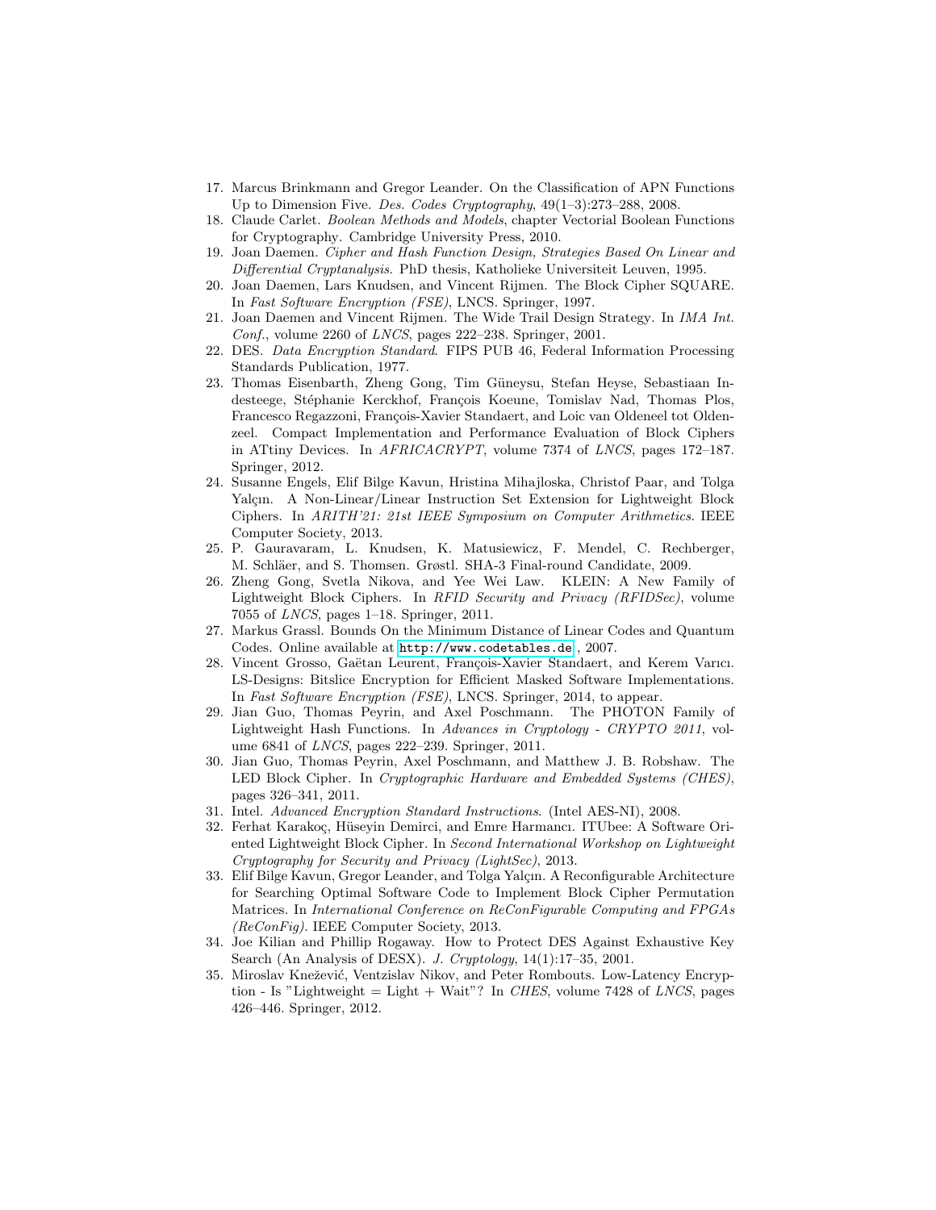17. Marcus Brinkmann and Gregor Leander. On the Classification of APN Functions Up to Dimension Five. *Des. Codes Cryptography*, 49(1–3):273–288, 2008.
18. Claude Carlet. *Boolean Methods and Models*, chapter Vectorial Boolean Functions for Cryptography. Cambridge University Press, 2010.
19. Joan Daemen. *Cipher and Hash Function Design, Strategies Based On Linear and Differential Cryptanalysis.* PhD thesis, Katholieke Universiteit Leuven, 1995.
20. Joan Daemen, Lars Knudsen, and Vincent Rijmen. The Block Cipher SQUARE. In *Fast Software Encryption (FSE)*, LNCS. Springer, 1997.
21. Joan Daemen and Vincent Rijmen. The Wide Trail Design Strategy. In *IMA Int. Conf.*, volume 2260 of *LNCS*, pages 222–238. Springer, 2001.
22. DES. *Data Encryption Standard*. FIPS PUB 46, Federal Information Processing Standards Publication, 1977.
23. Thomas Eisenbarth, Zheng Gong, Tim Güneysu, Stefan Heyse, Sebastiaan Indesteege, Stéphanie Kerckhof, François Koeune, Tomislav Nad, Thomas Plos, Francesco Regazzoni, François-Xavier Standaert, and Loic van Oldeneel tot Oldenzeel. Compact Implementation and Performance Evaluation of Block Ciphers in ATtiny Devices. In *AFRICACRYPT*, volume 7374 of *LNCS*, pages 172–187. Springer, 2012.
24. Susanne Engels, Elif Bilge Kavun, Hristina Mihajloska, Christof Paar, and Tolga Yalçın. A Non-Linear/Linear Instruction Set Extension for Lightweight Block Ciphers. In *ARITH'21: 21st IEEE Symposium on Computer Arithmetics*. IEEE Computer Society, 2013.
25. P. Gauravaram, L. Knudsen, K. Matusiewicz, F. Mendel, C. Rechberger, M. Schläer, and S. Thomsen. Grøstl. SHA-3 Final-round Candidate, 2009.
26. Zheng Gong, Svetla Nikova, and Yee Wei Law. KLEIN: A New Family of Lightweight Block Ciphers. In *RFID Security and Privacy (RFIDSec)*, volume 7055 of *LNCS*, pages 1–18. Springer, 2011.
27. Markus Grassl. Bounds On the Minimum Distance of Linear Codes and Quantum Codes. Online available at http://www.codetables.de, 2007.
28. Vincent Grosso, Gaëtan Leurent, François-Xavier Standaert, and Kerem Varıcı. LS-Designs: Bitslice Encryption for Efficient Masked Software Implementations. In *Fast Software Encryption (FSE)*, LNCS. Springer, 2014, to appear.
29. Jian Guo, Thomas Peyrin, and Axel Poschmann. The PHOTON Family of Lightweight Hash Functions. In *Advances in Cryptology - CRYPTO 2011*, volume 6841 of *LNCS*, pages 222–239. Springer, 2011.
30. Jian Guo, Thomas Peyrin, Axel Poschmann, and Matthew J. B. Robshaw. The LED Block Cipher. In *Cryptographic Hardware and Embedded Systems (CHES)*, pages 326–341, 2011.
31. Intel. *Advanced Encryption Standard Instructions*. (Intel AES-NI), 2008.
32. Ferhat Karakoç, Hüseyin Demirci, and Emre Harmancı. ITUbee: A Software Oriented Lightweight Block Cipher. In *Second International Workshop on Lightweight Cryptography for Security and Privacy (LightSec)*, 2013.
33. Elif Bilge Kavun, Gregor Leander, and Tolga Yalçın. A Reconfigurable Architecture for Searching Optimal Software Code to Implement Block Cipher Permutation Matrices. In *International Conference on ReConFigurable Computing and FPGAs (ReConFig)*. IEEE Computer Society, 2013.
34. Joe Kilian and Phillip Rogaway. How to Protect DES Against Exhaustive Key Search (An Analysis of DESX). *J. Cryptology*, 14(1):17–35, 2001.
35. Miroslav Knežević, Ventzislav Nikov, and Peter Rombouts. Low-Latency Encryption - Is "Lightweight = Light + Wait"? In *CHES*, volume 7428 of *LNCS*, pages 426–446. Springer, 2012.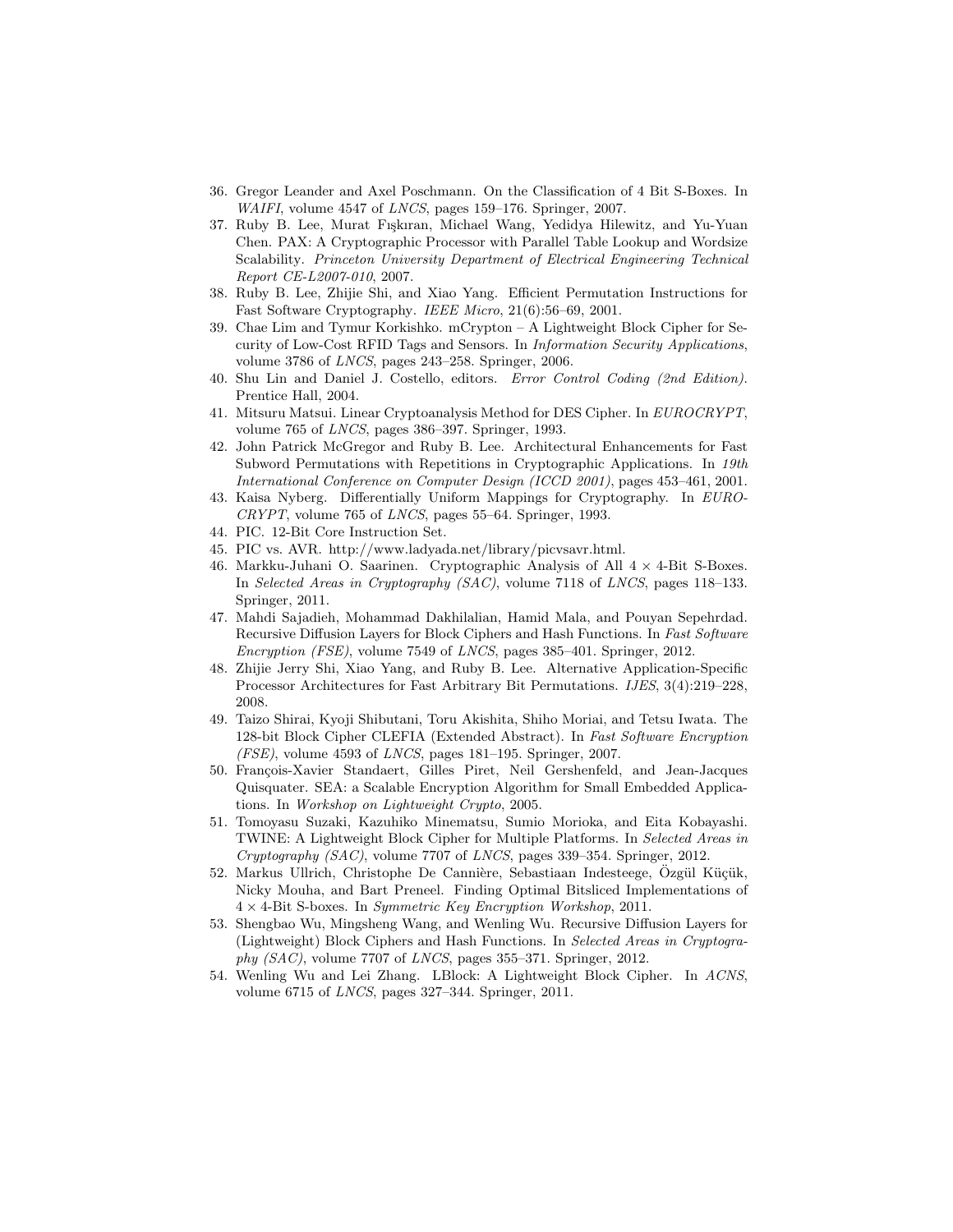36. Gregor Leander and Axel Poschmann. On the Classification of 4 Bit S-Boxes. In *WAIFI*, volume 4547 of *LNCS*, pages 159–176. Springer, 2007.
37. Ruby B. Lee, Murat Fışkıran, Michael Wang, Yedidya Hilewitz, and Yu-Yuan Chen. PAX: A Cryptographic Processor with Parallel Table Lookup and Wordsize Scalability. *Princeton University Department of Electrical Engineering Technical Report CE-L2007-010*, 2007.
38. Ruby B. Lee, Zhijie Shi, and Xiao Yang. Efficient Permutation Instructions for Fast Software Cryptography. *IEEE Micro*, 21(6):56–69, 2001.
39. Chae Lim and Tymur Korkishko. mCrypton – A Lightweight Block Cipher for Security of Low-Cost RFID Tags and Sensors. In *Information Security Applications*, volume 3786 of *LNCS*, pages 243–258. Springer, 2006.
40. Shu Lin and Daniel J. Costello, editors. *Error Control Coding (2nd Edition)*. Prentice Hall, 2004.
41. Mitsuru Matsui. Linear Cryptoanalysis Method for DES Cipher. In *EUROCRYPT*, volume 765 of *LNCS*, pages 386–397. Springer, 1993.
42. John Patrick McGregor and Ruby B. Lee. Architectural Enhancements for Fast Subword Permutations with Repetitions in Cryptographic Applications. In *19th International Conference on Computer Design (ICCD 2001)*, pages 453–461, 2001.
43. Kaisa Nyberg. Differentially Uniform Mappings for Cryptography. In *EUROCRYPT*, volume 765 of *LNCS*, pages 55–64. Springer, 1993.
44. PIC. 12-Bit Core Instruction Set.
45. PIC vs. AVR. http://www.ladyada.net/library/picvsavr.html.
46. Markku-Juhani O. Saarinen. Cryptographic Analysis of All $4 \times 4$-Bit S-Boxes. In *Selected Areas in Cryptography (SAC)*, volume 7118 of *LNCS*, pages 118–133. Springer, 2011.
47. Mahdi Sajadieh, Mohammad Dakhilalian, Hamid Mala, and Pouyan Sepehrdad. Recursive Diffusion Layers for Block Ciphers and Hash Functions. In *Fast Software Encryption (FSE)*, volume 7549 of *LNCS*, pages 385–401. Springer, 2012.
48. Zhijie Jerry Shi, Xiao Yang, and Ruby B. Lee. Alternative Application-Specific Processor Architectures for Fast Arbitrary Bit Permutations. *IJES*, 3(4):219–228, 2008.
49. Taizo Shirai, Kyoji Shibutani, Toru Akishita, Shiho Moriai, and Tetsu Iwata. The 128-bit Block Cipher CLEFIA (Extended Abstract). In *Fast Software Encryption (FSE)*, volume 4593 of *LNCS*, pages 181–195. Springer, 2007.
50. François-Xavier Standaert, Gilles Piret, Neil Gershenfeld, and Jean-Jacques Quisquater. SEA: a Scalable Encryption Algorithm for Small Embedded Applications. In *Workshop on Lightweight Crypto*, 2005.
51. Tomoyasu Suzaki, Kazuhiko Minematsu, Sumio Morioka, and Eita Kobayashi. TWINE: A Lightweight Block Cipher for Multiple Platforms. In *Selected Areas in Cryptography (SAC)*, volume 7707 of *LNCS*, pages 339–354. Springer, 2012.
52. Markus Ullrich, Christophe De Cannière, Sebastiaan Indesteege, Özgül Küçük, Nicky Mouha, and Bart Preneel. Finding Optimal Bitsliced Implementations of $4 \times 4$-Bit S-boxes. In *Symmetric Key Encryption Workshop*, 2011.
53. Shengbao Wu, Mingsheng Wang, and Wenling Wu. Recursive Diffusion Layers for (Lightweight) Block Ciphers and Hash Functions. In *Selected Areas in Cryptography (SAC)*, volume 7707 of *LNCS*, pages 355–371. Springer, 2012.
54. Wenling Wu and Lei Zhang. LBlock: A Lightweight Block Cipher. In *ACNS*, volume 6715 of *LNCS*, pages 327–344. Springer, 2011.